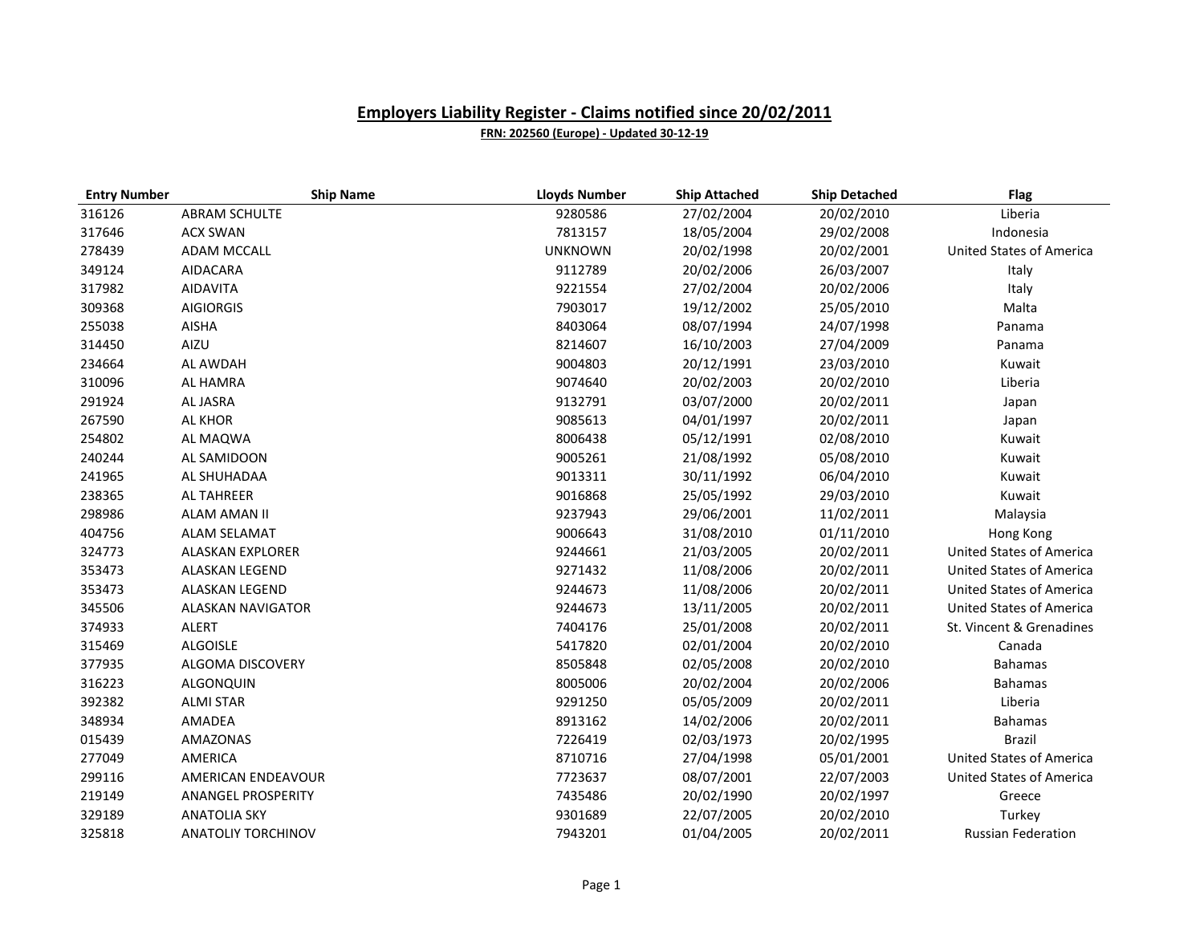## Employers Liability Register - Claims notified since 20/02/2011

**FRN: 202560 (Europe) - Updated 30-12-19**

| Entry Number | Ship Name | Lloyds Number | Ship Attached | Ship Detached | Flag |
|---|---|---|---|---|---|
| 316126 | ABRAM SCHULTE | 9280586 | 27/02/2004 | 20/02/2010 | Liberia |
| 317646 | ACX SWAN | 7813157 | 18/05/2004 | 29/02/2008 | Indonesia |
| 278439 | ADAM MCCALL | UNKNOWN | 20/02/1998 | 20/02/2001 | United States of America |
| 349124 | AIDACARA | 9112789 | 20/02/2006 | 26/03/2007 | Italy |
| 317982 | AIDAVITA | 9221554 | 27/02/2004 | 20/02/2006 | Italy |
| 309368 | AIGIORGIS | 7903017 | 19/12/2002 | 25/05/2010 | Malta |
| 255038 | AISHA | 8403064 | 08/07/1994 | 24/07/1998 | Panama |
| 314450 | AIZU | 8214607 | 16/10/2003 | 27/04/2009 | Panama |
| 234664 | AL AWDAH | 9004803 | 20/12/1991 | 23/03/2010 | Kuwait |
| 310096 | AL HAMRA | 9074640 | 20/02/2003 | 20/02/2010 | Liberia |
| 291924 | AL JASRA | 9132791 | 03/07/2000 | 20/02/2011 | Japan |
| 267590 | AL KHOR | 9085613 | 04/01/1997 | 20/02/2011 | Japan |
| 254802 | AL MAQWA | 8006438 | 05/12/1991 | 02/08/2010 | Kuwait |
| 240244 | AL SAMIDOON | 9005261 | 21/08/1992 | 05/08/2010 | Kuwait |
| 241965 | AL SHUHADAA | 9013311 | 30/11/1992 | 06/04/2010 | Kuwait |
| 238365 | AL TAHREER | 9016868 | 25/05/1992 | 29/03/2010 | Kuwait |
| 298986 | ALAM AMAN II | 9237943 | 29/06/2001 | 11/02/2011 | Malaysia |
| 404756 | ALAM SELAMAT | 9006643 | 31/08/2010 | 01/11/2010 | Hong Kong |
| 324773 | ALASKAN EXPLORER | 9244661 | 21/03/2005 | 20/02/2011 | United States of America |
| 353473 | ALASKAN LEGEND | 9271432 | 11/08/2006 | 20/02/2011 | United States of America |
| 353473 | ALASKAN LEGEND | 9244673 | 11/08/2006 | 20/02/2011 | United States of America |
| 345506 | ALASKAN NAVIGATOR | 9244673 | 13/11/2005 | 20/02/2011 | United States of America |
| 374933 | ALERT | 7404176 | 25/01/2008 | 20/02/2011 | St. Vincent & Grenadines |
| 315469 | ALGOISLE | 5417820 | 02/01/2004 | 20/02/2010 | Canada |
| 377935 | ALGOMA DISCOVERY | 8505848 | 02/05/2008 | 20/02/2010 | Bahamas |
| 316223 | ALGONQUIN | 8005006 | 20/02/2004 | 20/02/2006 | Bahamas |
| 392382 | ALMI STAR | 9291250 | 05/05/2009 | 20/02/2011 | Liberia |
| 348934 | AMADEA | 8913162 | 14/02/2006 | 20/02/2011 | Bahamas |
| 015439 | AMAZONAS | 7226419 | 02/03/1973 | 20/02/1995 | Brazil |
| 277049 | AMERICA | 8710716 | 27/04/1998 | 05/01/2001 | United States of America |
| 299116 | AMERICAN ENDEAVOUR | 7723637 | 08/07/2001 | 22/07/2003 | United States of America |
| 219149 | ANANGEL PROSPERITY | 7435486 | 20/02/1990 | 20/02/1997 | Greece |
| 329189 | ANATOLIA SKY | 9301689 | 22/07/2005 | 20/02/2010 | Turkey |
| 325818 | ANATOLIY TORCHINOV | 7943201 | 01/04/2005 | 20/02/2011 | Russian Federation |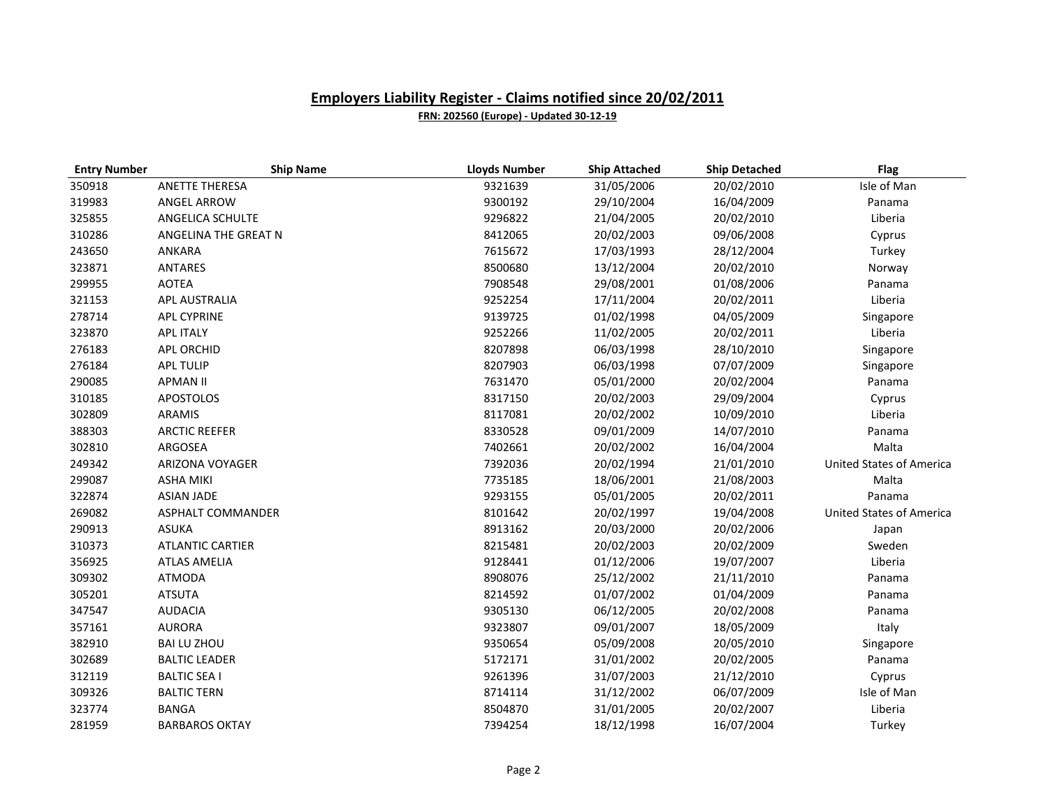## Employers Liability Register - Claims notified since 20/02/2011

**FRN: 202560 (Europe) - Updated 30-12-19**

| Entry Number | Ship Name | Lloyds Number | Ship Attached | Ship Detached | Flag |
|---|---|---|---|---|---|
| 350918 | ANETTE THERESA | 9321639 | 31/05/2006 | 20/02/2010 | Isle of Man |
| 319983 | ANGEL ARROW | 9300192 | 29/10/2004 | 16/04/2009 | Panama |
| 325855 | ANGELICA SCHULTE | 9296822 | 21/04/2005 | 20/02/2010 | Liberia |
| 310286 | ANGELINA THE GREAT N | 8412065 | 20/02/2003 | 09/06/2008 | Cyprus |
| 243650 | ANKARA | 7615672 | 17/03/1993 | 28/12/2004 | Turkey |
| 323871 | ANTARES | 8500680 | 13/12/2004 | 20/02/2010 | Norway |
| 299955 | AOTEA | 7908548 | 29/08/2001 | 01/08/2006 | Panama |
| 321153 | APL AUSTRALIA | 9252254 | 17/11/2004 | 20/02/2011 | Liberia |
| 278714 | APL CYPRINE | 9139725 | 01/02/1998 | 04/05/2009 | Singapore |
| 323870 | APL ITALY | 9252266 | 11/02/2005 | 20/02/2011 | Liberia |
| 276183 | APL ORCHID | 8207898 | 06/03/1998 | 28/10/2010 | Singapore |
| 276184 | APL TULIP | 8207903 | 06/03/1998 | 07/07/2009 | Singapore |
| 290085 | APMAN II | 7631470 | 05/01/2000 | 20/02/2004 | Panama |
| 310185 | APOSTOLOS | 8317150 | 20/02/2003 | 29/09/2004 | Cyprus |
| 302809 | ARAMIS | 8117081 | 20/02/2002 | 10/09/2010 | Liberia |
| 388303 | ARCTIC REEFER | 8330528 | 09/01/2009 | 14/07/2010 | Panama |
| 302810 | ARGOSEA | 7402661 | 20/02/2002 | 16/04/2004 | Malta |
| 249342 | ARIZONA VOYAGER | 7392036 | 20/02/1994 | 21/01/2010 | United States of America |
| 299087 | ASHA MIKI | 7735185 | 18/06/2001 | 21/08/2003 | Malta |
| 322874 | ASIAN JADE | 9293155 | 05/01/2005 | 20/02/2011 | Panama |
| 269082 | ASPHALT COMMANDER | 8101642 | 20/02/1997 | 19/04/2008 | United States of America |
| 290913 | ASUKA | 8913162 | 20/03/2000 | 20/02/2006 | Japan |
| 310373 | ATLANTIC CARTIER | 8215481 | 20/02/2003 | 20/02/2009 | Sweden |
| 356925 | ATLAS AMELIA | 9128441 | 01/12/2006 | 19/07/2007 | Liberia |
| 309302 | ATMODA | 8908076 | 25/12/2002 | 21/11/2010 | Panama |
| 305201 | ATSUTA | 8214592 | 01/07/2002 | 01/04/2009 | Panama |
| 347547 | AUDACIA | 9305130 | 06/12/2005 | 20/02/2008 | Panama |
| 357161 | AURORA | 9323807 | 09/01/2007 | 18/05/2009 | Italy |
| 382910 | BAI LU ZHOU | 9350654 | 05/09/2008 | 20/05/2010 | Singapore |
| 302689 | BALTIC LEADER | 5172171 | 31/01/2002 | 20/02/2005 | Panama |
| 312119 | BALTIC SEA I | 9261396 | 31/07/2003 | 21/12/2010 | Cyprus |
| 309326 | BALTIC TERN | 8714114 | 31/12/2002 | 06/07/2009 | Isle of Man |
| 323774 | BANGA | 8504870 | 31/01/2005 | 20/02/2007 | Liberia |
| 281959 | BARBAROS OKTAY | 7394254 | 18/12/1998 | 16/07/2004 | Turkey |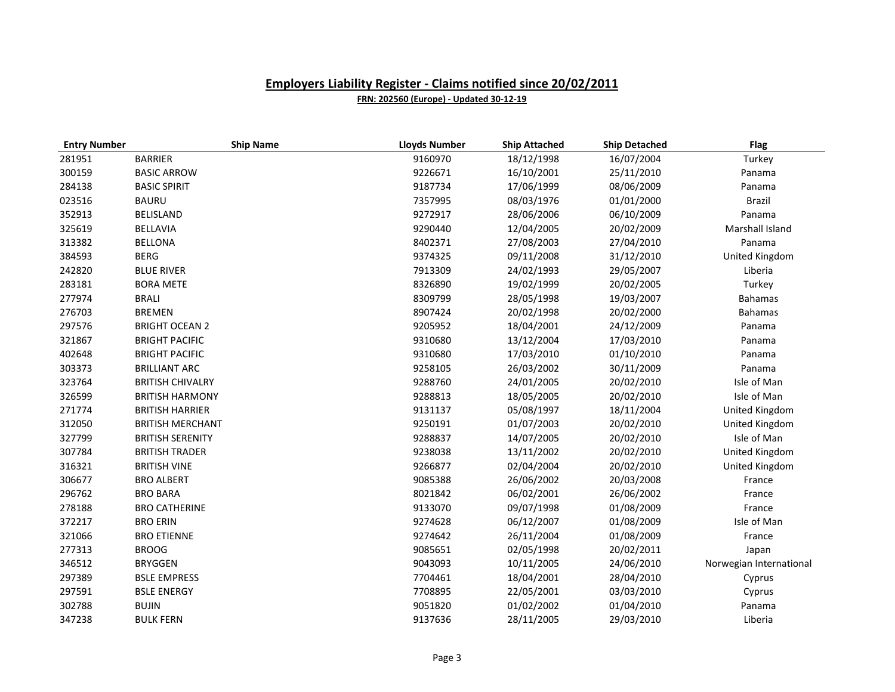## Employers Liability Register - Claims notified since 20/02/2011

**FRN: 202560 (Europe) - Updated 30-12-19**

| Entry Number | Ship Name | Lloyds Number | Ship Attached | Ship Detached | Flag |
|---|---|---|---|---|---|
| 281951 | BARRIER | 9160970 | 18/12/1998 | 16/07/2004 | Turkey |
| 300159 | BASIC ARROW | 9226671 | 16/10/2001 | 25/11/2010 | Panama |
| 284138 | BASIC SPIRIT | 9187734 | 17/06/1999 | 08/06/2009 | Panama |
| 023516 | BAURU | 7357995 | 08/03/1976 | 01/01/2000 | Brazil |
| 352913 | BELISLAND | 9272917 | 28/06/2006 | 06/10/2009 | Panama |
| 325619 | BELLAVIA | 9290440 | 12/04/2005 | 20/02/2009 | Marshall Island |
| 313382 | BELLONA | 8402371 | 27/08/2003 | 27/04/2010 | Panama |
| 384593 | BERG | 9374325 | 09/11/2008 | 31/12/2010 | United Kingdom |
| 242820 | BLUE RIVER | 7913309 | 24/02/1993 | 29/05/2007 | Liberia |
| 283181 | BORA METE | 8326890 | 19/02/1999 | 20/02/2005 | Turkey |
| 277974 | BRALI | 8309799 | 28/05/1998 | 19/03/2007 | Bahamas |
| 276703 | BREMEN | 8907424 | 20/02/1998 | 20/02/2000 | Bahamas |
| 297576 | BRIGHT OCEAN 2 | 9205952 | 18/04/2001 | 24/12/2009 | Panama |
| 321867 | BRIGHT PACIFIC | 9310680 | 13/12/2004 | 17/03/2010 | Panama |
| 402648 | BRIGHT PACIFIC | 9310680 | 17/03/2010 | 01/10/2010 | Panama |
| 303373 | BRILLIANT ARC | 9258105 | 26/03/2002 | 30/11/2009 | Panama |
| 323764 | BRITISH CHIVALRY | 9288760 | 24/01/2005 | 20/02/2010 | Isle of Man |
| 326599 | BRITISH HARMONY | 9288813 | 18/05/2005 | 20/02/2010 | Isle of Man |
| 271774 | BRITISH HARRIER | 9131137 | 05/08/1997 | 18/11/2004 | United Kingdom |
| 312050 | BRITISH MERCHANT | 9250191 | 01/07/2003 | 20/02/2010 | United Kingdom |
| 327799 | BRITISH SERENITY | 9288837 | 14/07/2005 | 20/02/2010 | Isle of Man |
| 307784 | BRITISH TRADER | 9238038 | 13/11/2002 | 20/02/2010 | United Kingdom |
| 316321 | BRITISH VINE | 9266877 | 02/04/2004 | 20/02/2010 | United Kingdom |
| 306677 | BRO ALBERT | 9085388 | 26/06/2002 | 20/03/2008 | France |
| 296762 | BRO BARA | 8021842 | 06/02/2001 | 26/06/2002 | France |
| 278188 | BRO CATHERINE | 9133070 | 09/07/1998 | 01/08/2009 | France |
| 372217 | BRO ERIN | 9274628 | 06/12/2007 | 01/08/2009 | Isle of Man |
| 321066 | BRO ETIENNE | 9274642 | 26/11/2004 | 01/08/2009 | France |
| 277313 | BROOG | 9085651 | 02/05/1998 | 20/02/2011 | Japan |
| 346512 | BRYGGEN | 9043093 | 10/11/2005 | 24/06/2010 | Norwegian International |
| 297389 | BSLE EMPRESS | 7704461 | 18/04/2001 | 28/04/2010 | Cyprus |
| 297591 | BSLE ENERGY | 7708895 | 22/05/2001 | 03/03/2010 | Cyprus |
| 302788 | BUJIN | 9051820 | 01/02/2002 | 01/04/2010 | Panama |
| 347238 | BULK FERN | 9137636 | 28/11/2005 | 29/03/2010 | Liberia |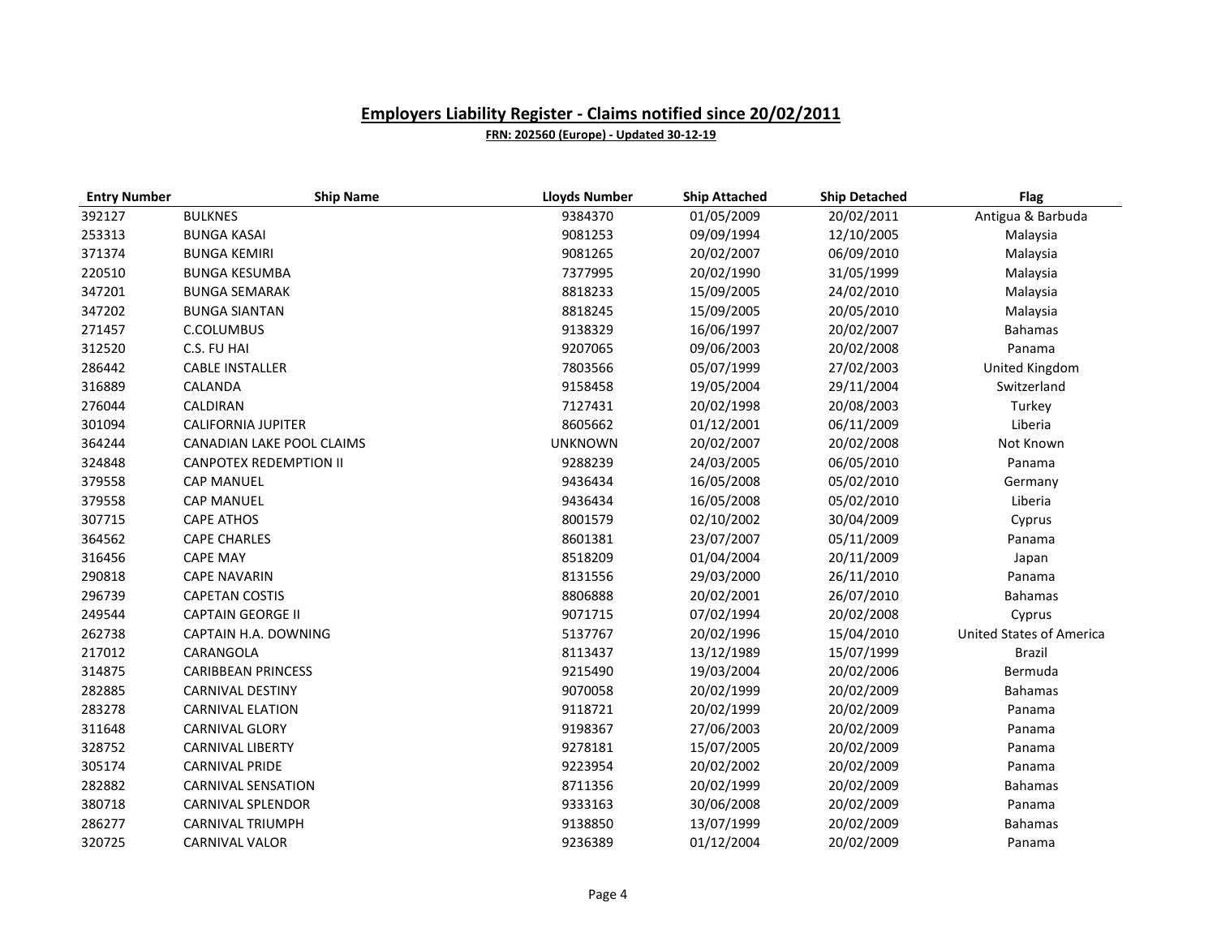## Employers Liability Register - Claims notified since 20/02/2011

**FRN: 202560 (Europe) - Updated 30-12-19**

| Entry Number | Ship Name | Lloyds Number | Ship Attached | Ship Detached | Flag |
|---|---|---|---|---|---|
| 392127 | BULKNES | 9384370 | 01/05/2009 | 20/02/2011 | Antigua & Barbuda |
| 253313 | BUNGA KASAI | 9081253 | 09/09/1994 | 12/10/2005 | Malaysia |
| 371374 | BUNGA KEMIRI | 9081265 | 20/02/2007 | 06/09/2010 | Malaysia |
| 220510 | BUNGA KESUMBA | 7377995 | 20/02/1990 | 31/05/1999 | Malaysia |
| 347201 | BUNGA SEMARAK | 8818233 | 15/09/2005 | 24/02/2010 | Malaysia |
| 347202 | BUNGA SIANTAN | 8818245 | 15/09/2005 | 20/05/2010 | Malaysia |
| 271457 | C.COLUMBUS | 9138329 | 16/06/1997 | 20/02/2007 | Bahamas |
| 312520 | C.S. FU HAI | 9207065 | 09/06/2003 | 20/02/2008 | Panama |
| 286442 | CABLE INSTALLER | 7803566 | 05/07/1999 | 27/02/2003 | United Kingdom |
| 316889 | CALANDA | 9158458 | 19/05/2004 | 29/11/2004 | Switzerland |
| 276044 | CALDIRAN | 7127431 | 20/02/1998 | 20/08/2003 | Turkey |
| 301094 | CALIFORNIA JUPITER | 8605662 | 01/12/2001 | 06/11/2009 | Liberia |
| 364244 | CANADIAN LAKE POOL CLAIMS | UNKNOWN | 20/02/2007 | 20/02/2008 | Not Known |
| 324848 | CANPOTEX REDEMPTION II | 9288239 | 24/03/2005 | 06/05/2010 | Panama |
| 379558 | CAP MANUEL | 9436434 | 16/05/2008 | 05/02/2010 | Germany |
| 379558 | CAP MANUEL | 9436434 | 16/05/2008 | 05/02/2010 | Liberia |
| 307715 | CAPE ATHOS | 8001579 | 02/10/2002 | 30/04/2009 | Cyprus |
| 364562 | CAPE CHARLES | 8601381 | 23/07/2007 | 05/11/2009 | Panama |
| 316456 | CAPE MAY | 8518209 | 01/04/2004 | 20/11/2009 | Japan |
| 290818 | CAPE NAVARIN | 8131556 | 29/03/2000 | 26/11/2010 | Panama |
| 296739 | CAPETAN COSTIS | 8806888 | 20/02/2001 | 26/07/2010 | Bahamas |
| 249544 | CAPTAIN GEORGE II | 9071715 | 07/02/1994 | 20/02/2008 | Cyprus |
| 262738 | CAPTAIN H.A. DOWNING | 5137767 | 20/02/1996 | 15/04/2010 | United States of America |
| 217012 | CARANGOLA | 8113437 | 13/12/1989 | 15/07/1999 | Brazil |
| 314875 | CARIBBEAN PRINCESS | 9215490 | 19/03/2004 | 20/02/2006 | Bermuda |
| 282885 | CARNIVAL DESTINY | 9070058 | 20/02/1999 | 20/02/2009 | Bahamas |
| 283278 | CARNIVAL ELATION | 9118721 | 20/02/1999 | 20/02/2009 | Panama |
| 311648 | CARNIVAL GLORY | 9198367 | 27/06/2003 | 20/02/2009 | Panama |
| 328752 | CARNIVAL LIBERTY | 9278181 | 15/07/2005 | 20/02/2009 | Panama |
| 305174 | CARNIVAL PRIDE | 9223954 | 20/02/2002 | 20/02/2009 | Panama |
| 282882 | CARNIVAL SENSATION | 8711356 | 20/02/1999 | 20/02/2009 | Bahamas |
| 380718 | CARNIVAL SPLENDOR | 9333163 | 30/06/2008 | 20/02/2009 | Panama |
| 286277 | CARNIVAL TRIUMPH | 9138850 | 13/07/1999 | 20/02/2009 | Bahamas |
| 320725 | CARNIVAL VALOR | 9236389 | 01/12/2004 | 20/02/2009 | Panama |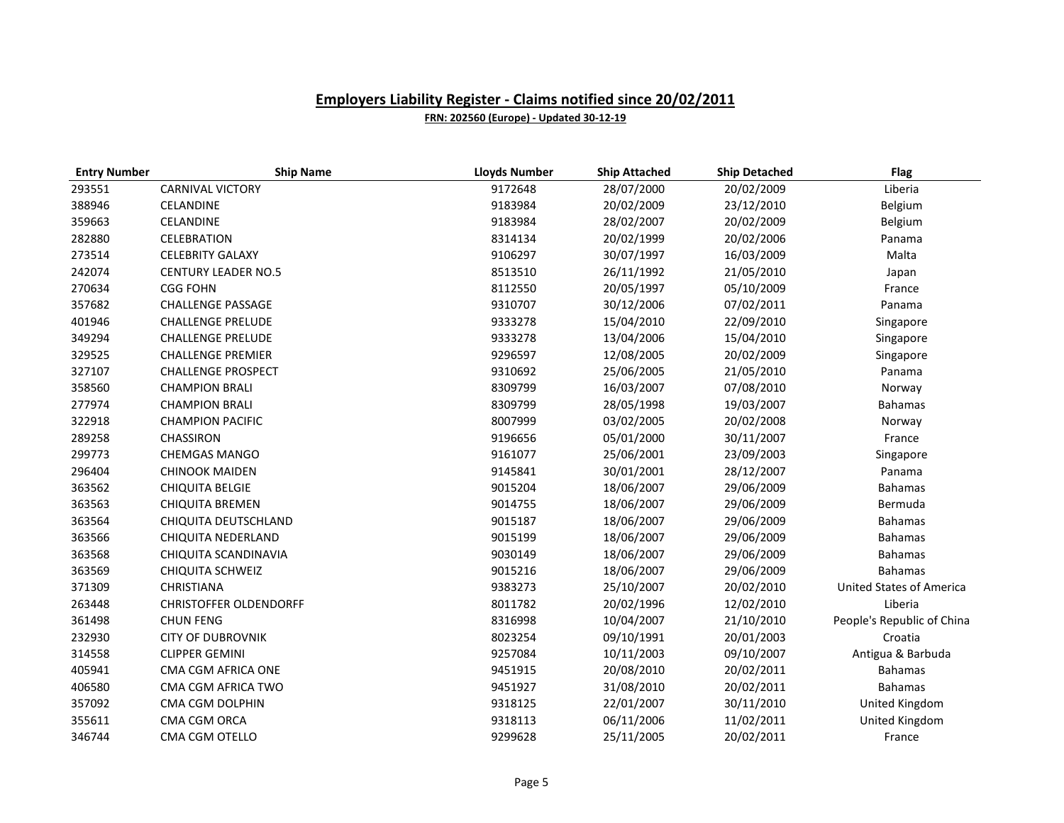## Employers Liability Register - Claims notified since 20/02/2011

**FRN: 202560 (Europe) - Updated 30-12-19**

| Entry Number | Ship Name | Lloyds Number | Ship Attached | Ship Detached | Flag |
|---|---|---|---|---|---|
| 293551 | CARNIVAL VICTORY | 9172648 | 28/07/2000 | 20/02/2009 | Liberia |
| 388946 | CELANDINE | 9183984 | 20/02/2009 | 23/12/2010 | Belgium |
| 359663 | CELANDINE | 9183984 | 28/02/2007 | 20/02/2009 | Belgium |
| 282880 | CELEBRATION | 8314134 | 20/02/1999 | 20/02/2006 | Panama |
| 273514 | CELEBRITY GALAXY | 9106297 | 30/07/1997 | 16/03/2009 | Malta |
| 242074 | CENTURY LEADER NO.5 | 8513510 | 26/11/1992 | 21/05/2010 | Japan |
| 270634 | CGG FOHN | 8112550 | 20/05/1997 | 05/10/2009 | France |
| 357682 | CHALLENGE PASSAGE | 9310707 | 30/12/2006 | 07/02/2011 | Panama |
| 401946 | CHALLENGE PRELUDE | 9333278 | 15/04/2010 | 22/09/2010 | Singapore |
| 349294 | CHALLENGE PRELUDE | 9333278 | 13/04/2006 | 15/04/2010 | Singapore |
| 329525 | CHALLENGE PREMIER | 9296597 | 12/08/2005 | 20/02/2009 | Singapore |
| 327107 | CHALLENGE PROSPECT | 9310692 | 25/06/2005 | 21/05/2010 | Panama |
| 358560 | CHAMPION BRALI | 8309799 | 16/03/2007 | 07/08/2010 | Norway |
| 277974 | CHAMPION BRALI | 8309799 | 28/05/1998 | 19/03/2007 | Bahamas |
| 322918 | CHAMPION PACIFIC | 8007999 | 03/02/2005 | 20/02/2008 | Norway |
| 289258 | CHASSIRON | 9196656 | 05/01/2000 | 30/11/2007 | France |
| 299773 | CHEMGAS MANGO | 9161077 | 25/06/2001 | 23/09/2003 | Singapore |
| 296404 | CHINOOK MAIDEN | 9145841 | 30/01/2001 | 28/12/2007 | Panama |
| 363562 | CHIQUITA BELGIE | 9015204 | 18/06/2007 | 29/06/2009 | Bahamas |
| 363563 | CHIQUITA BREMEN | 9014755 | 18/06/2007 | 29/06/2009 | Bermuda |
| 363564 | CHIQUITA DEUTSCHLAND | 9015187 | 18/06/2007 | 29/06/2009 | Bahamas |
| 363566 | CHIQUITA NEDERLAND | 9015199 | 18/06/2007 | 29/06/2009 | Bahamas |
| 363568 | CHIQUITA SCANDINAVIA | 9030149 | 18/06/2007 | 29/06/2009 | Bahamas |
| 363569 | CHIQUITA SCHWEIZ | 9015216 | 18/06/2007 | 29/06/2009 | Bahamas |
| 371309 | CHRISTIANA | 9383273 | 25/10/2007 | 20/02/2010 | United States of America |
| 263448 | CHRISTOFFER OLDENDORFF | 8011782 | 20/02/1996 | 12/02/2010 | Liberia |
| 361498 | CHUN FENG | 8316998 | 10/04/2007 | 21/10/2010 | People's Republic of China |
| 232930 | CITY OF DUBROVNIK | 8023254 | 09/10/1991 | 20/01/2003 | Croatia |
| 314558 | CLIPPER GEMINI | 9257084 | 10/11/2003 | 09/10/2007 | Antigua & Barbuda |
| 405941 | CMA CGM AFRICA ONE | 9451915 | 20/08/2010 | 20/02/2011 | Bahamas |
| 406580 | CMA CGM AFRICA TWO | 9451927 | 31/08/2010 | 20/02/2011 | Bahamas |
| 357092 | CMA CGM DOLPHIN | 9318125 | 22/01/2007 | 30/11/2010 | United Kingdom |
| 355611 | CMA CGM ORCA | 9318113 | 06/11/2006 | 11/02/2011 | United Kingdom |
| 346744 | CMA CGM OTELLO | 9299628 | 25/11/2005 | 20/02/2011 | France |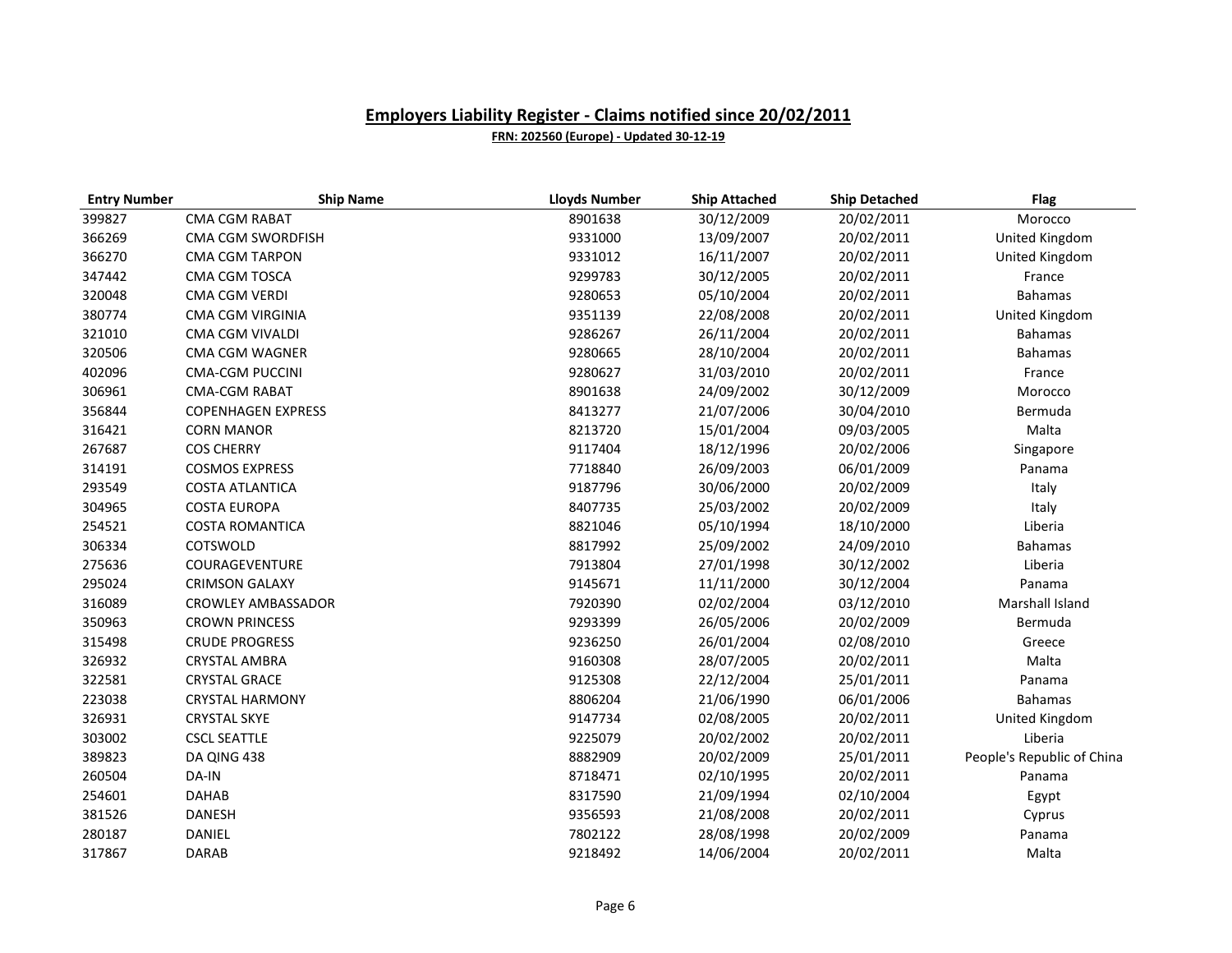## Employers Liability Register - Claims notified since 20/02/2011

**FRN: 202560 (Europe) - Updated 30-12-19**

| Entry Number | Ship Name | Lloyds Number | Ship Attached | Ship Detached | Flag |
|---|---|---|---|---|---|
| 399827 | CMA CGM RABAT | 8901638 | 30/12/2009 | 20/02/2011 | Morocco |
| 366269 | CMA CGM SWORDFISH | 9331000 | 13/09/2007 | 20/02/2011 | United Kingdom |
| 366270 | CMA CGM TARPON | 9331012 | 16/11/2007 | 20/02/2011 | United Kingdom |
| 347442 | CMA CGM TOSCA | 9299783 | 30/12/2005 | 20/02/2011 | France |
| 320048 | CMA CGM VERDI | 9280653 | 05/10/2004 | 20/02/2011 | Bahamas |
| 380774 | CMA CGM VIRGINIA | 9351139 | 22/08/2008 | 20/02/2011 | United Kingdom |
| 321010 | CMA CGM VIVALDI | 9286267 | 26/11/2004 | 20/02/2011 | Bahamas |
| 320506 | CMA CGM WAGNER | 9280665 | 28/10/2004 | 20/02/2011 | Bahamas |
| 402096 | CMA-CGM PUCCINI | 9280627 | 31/03/2010 | 20/02/2011 | France |
| 306961 | CMA-CGM RABAT | 8901638 | 24/09/2002 | 30/12/2009 | Morocco |
| 356844 | COPENHAGEN EXPRESS | 8413277 | 21/07/2006 | 30/04/2010 | Bermuda |
| 316421 | CORN MANOR | 8213720 | 15/01/2004 | 09/03/2005 | Malta |
| 267687 | COS CHERRY | 9117404 | 18/12/1996 | 20/02/2006 | Singapore |
| 314191 | COSMOS EXPRESS | 7718840 | 26/09/2003 | 06/01/2009 | Panama |
| 293549 | COSTA ATLANTICA | 9187796 | 30/06/2000 | 20/02/2009 | Italy |
| 304965 | COSTA EUROPA | 8407735 | 25/03/2002 | 20/02/2009 | Italy |
| 254521 | COSTA ROMANTICA | 8821046 | 05/10/1994 | 18/10/2000 | Liberia |
| 306334 | COTSWOLD | 8817992 | 25/09/2002 | 24/09/2010 | Bahamas |
| 275636 | COURAGEVENTURE | 7913804 | 27/01/1998 | 30/12/2002 | Liberia |
| 295024 | CRIMSON GALAXY | 9145671 | 11/11/2000 | 30/12/2004 | Panama |
| 316089 | CROWLEY AMBASSADOR | 7920390 | 02/02/2004 | 03/12/2010 | Marshall Island |
| 350963 | CROWN PRINCESS | 9293399 | 26/05/2006 | 20/02/2009 | Bermuda |
| 315498 | CRUDE PROGRESS | 9236250 | 26/01/2004 | 02/08/2010 | Greece |
| 326932 | CRYSTAL AMBRA | 9160308 | 28/07/2005 | 20/02/2011 | Malta |
| 322581 | CRYSTAL GRACE | 9125308 | 22/12/2004 | 25/01/2011 | Panama |
| 223038 | CRYSTAL HARMONY | 8806204 | 21/06/1990 | 06/01/2006 | Bahamas |
| 326931 | CRYSTAL SKYE | 9147734 | 02/08/2005 | 20/02/2011 | United Kingdom |
| 303002 | CSCL SEATTLE | 9225079 | 20/02/2002 | 20/02/2011 | Liberia |
| 389823 | DA QING 438 | 8882909 | 20/02/2009 | 25/01/2011 | People's Republic of China |
| 260504 | DA-IN | 8718471 | 02/10/1995 | 20/02/2011 | Panama |
| 254601 | DAHAB | 8317590 | 21/09/1994 | 02/10/2004 | Egypt |
| 381526 | DANESH | 9356593 | 21/08/2008 | 20/02/2011 | Cyprus |
| 280187 | DANIEL | 7802122 | 28/08/1998 | 20/02/2009 | Panama |
| 317867 | DARAB | 9218492 | 14/06/2004 | 20/02/2011 | Malta |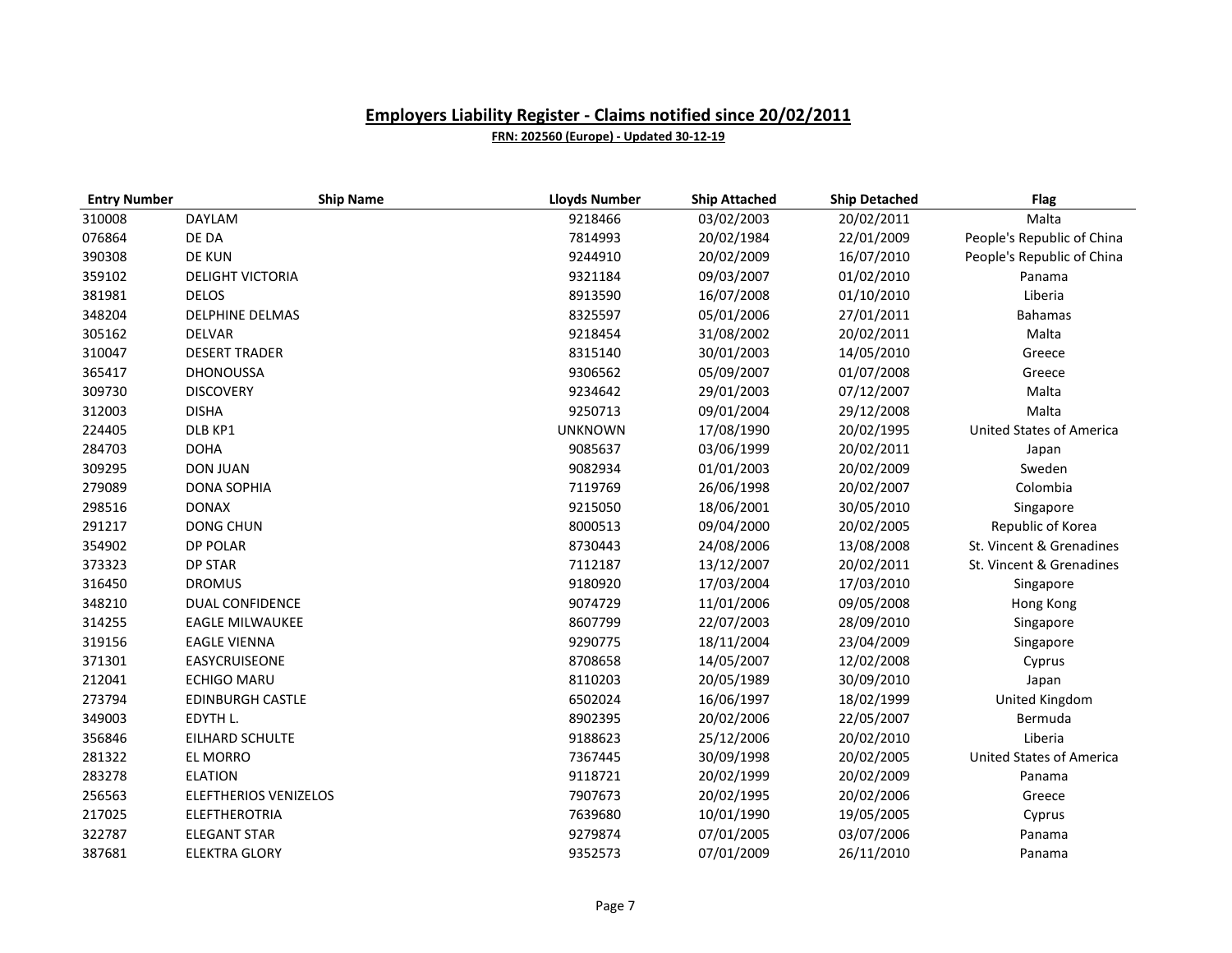## Employers Liability Register - Claims notified since 20/02/2011

**FRN: 202560 (Europe) - Updated 30-12-19**

| Entry Number | Ship Name | Lloyds Number | Ship Attached | Ship Detached | Flag |
|---|---|---|---|---|---|
| 310008 | DAYLAM | 9218466 | 03/02/2003 | 20/02/2011 | Malta |
| 076864 | DE DA | 7814993 | 20/02/1984 | 22/01/2009 | People's Republic of China |
| 390308 | DE KUN | 9244910 | 20/02/2009 | 16/07/2010 | People's Republic of China |
| 359102 | DELIGHT VICTORIA | 9321184 | 09/03/2007 | 01/02/2010 | Panama |
| 381981 | DELOS | 8913590 | 16/07/2008 | 01/10/2010 | Liberia |
| 348204 | DELPHINE DELMAS | 8325597 | 05/01/2006 | 27/01/2011 | Bahamas |
| 305162 | DELVAR | 9218454 | 31/08/2002 | 20/02/2011 | Malta |
| 310047 | DESERT TRADER | 8315140 | 30/01/2003 | 14/05/2010 | Greece |
| 365417 | DHONOUSSA | 9306562 | 05/09/2007 | 01/07/2008 | Greece |
| 309730 | DISCOVERY | 9234642 | 29/01/2003 | 07/12/2007 | Malta |
| 312003 | DISHA | 9250713 | 09/01/2004 | 29/12/2008 | Malta |
| 224405 | DLB KP1 | UNKNOWN | 17/08/1990 | 20/02/1995 | United States of America |
| 284703 | DOHA | 9085637 | 03/06/1999 | 20/02/2011 | Japan |
| 309295 | DON JUAN | 9082934 | 01/01/2003 | 20/02/2009 | Sweden |
| 279089 | DONA SOPHIA | 7119769 | 26/06/1998 | 20/02/2007 | Colombia |
| 298516 | DONAX | 9215050 | 18/06/2001 | 30/05/2010 | Singapore |
| 291217 | DONG CHUN | 8000513 | 09/04/2000 | 20/02/2005 | Republic of Korea |
| 354902 | DP POLAR | 8730443 | 24/08/2006 | 13/08/2008 | St. Vincent & Grenadines |
| 373323 | DP STAR | 7112187 | 13/12/2007 | 20/02/2011 | St. Vincent & Grenadines |
| 316450 | DROMUS | 9180920 | 17/03/2004 | 17/03/2010 | Singapore |
| 348210 | DUAL CONFIDENCE | 9074729 | 11/01/2006 | 09/05/2008 | Hong Kong |
| 314255 | EAGLE MILWAUKEE | 8607799 | 22/07/2003 | 28/09/2010 | Singapore |
| 319156 | EAGLE VIENNA | 9290775 | 18/11/2004 | 23/04/2009 | Singapore |
| 371301 | EASYCRUISEONE | 8708658 | 14/05/2007 | 12/02/2008 | Cyprus |
| 212041 | ECHIGO MARU | 8110203 | 20/05/1989 | 30/09/2010 | Japan |
| 273794 | EDINBURGH CASTLE | 6502024 | 16/06/1997 | 18/02/1999 | United Kingdom |
| 349003 | EDYTH L. | 8902395 | 20/02/2006 | 22/05/2007 | Bermuda |
| 356846 | EILHARD SCHULTE | 9188623 | 25/12/2006 | 20/02/2010 | Liberia |
| 281322 | EL MORRO | 7367445 | 30/09/1998 | 20/02/2005 | United States of America |
| 283278 | ELATION | 9118721 | 20/02/1999 | 20/02/2009 | Panama |
| 256563 | ELEFTHERIOS VENIZELOS | 7907673 | 20/02/1995 | 20/02/2006 | Greece |
| 217025 | ELEFTHEROTRIA | 7639680 | 10/01/1990 | 19/05/2005 | Cyprus |
| 322787 | ELEGANT STAR | 9279874 | 07/01/2005 | 03/07/2006 | Panama |
| 387681 | ELEKTRA GLORY | 9352573 | 07/01/2009 | 26/11/2010 | Panama |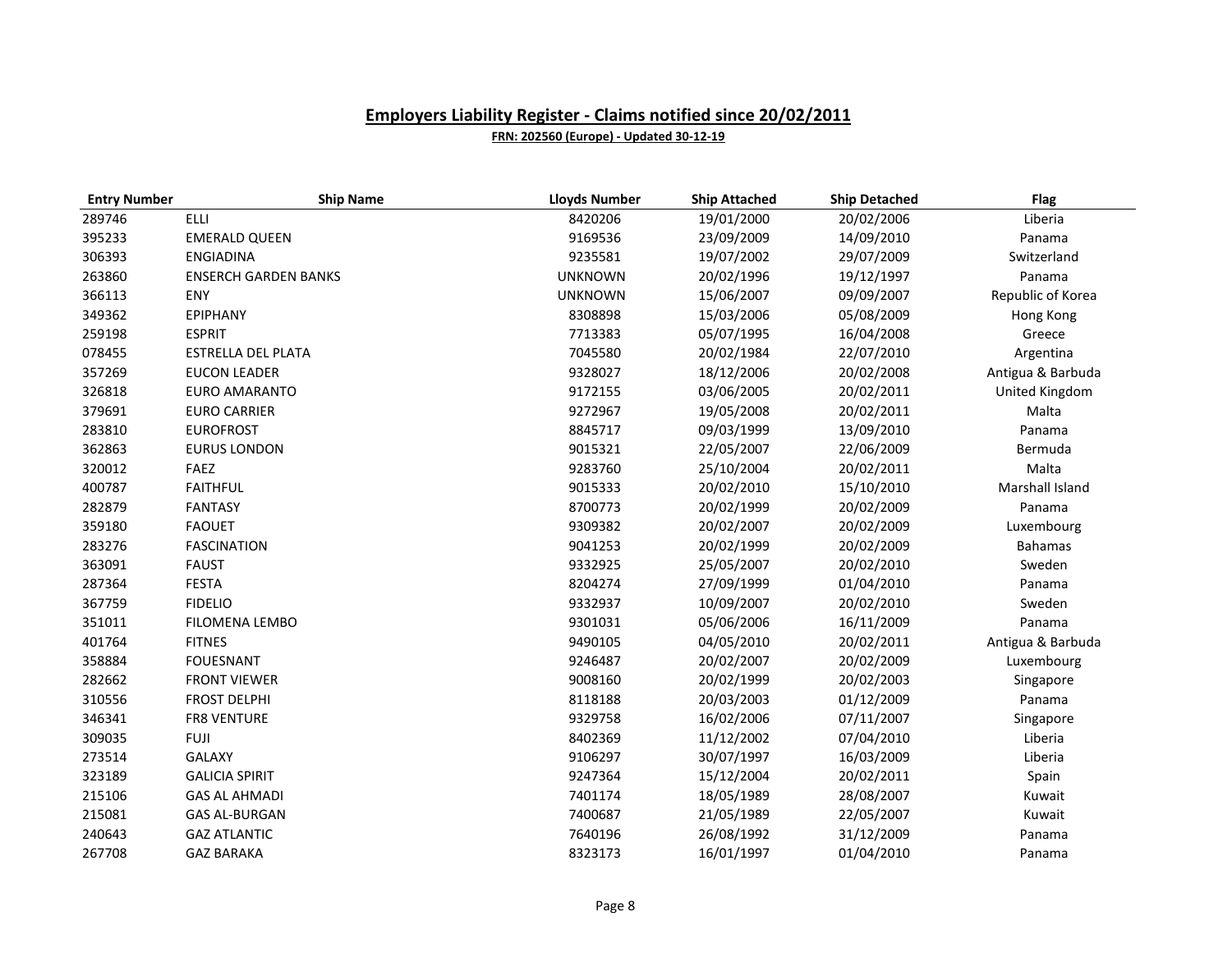## Employers Liability Register - Claims notified since 20/02/2011

**FRN: 202560 (Europe) - Updated 30-12-19**

| Entry Number | Ship Name | Lloyds Number | Ship Attached | Ship Detached | Flag |
|---|---|---|---|---|---|
| 289746 | ELLI | 8420206 | 19/01/2000 | 20/02/2006 | Liberia |
| 395233 | EMERALD QUEEN | 9169536 | 23/09/2009 | 14/09/2010 | Panama |
| 306393 | ENGIADINA | 9235581 | 19/07/2002 | 29/07/2009 | Switzerland |
| 263860 | ENSERCH GARDEN BANKS | UNKNOWN | 20/02/1996 | 19/12/1997 | Panama |
| 366113 | ENY | UNKNOWN | 15/06/2007 | 09/09/2007 | Republic of Korea |
| 349362 | EPIPHANY | 8308898 | 15/03/2006 | 05/08/2009 | Hong Kong |
| 259198 | ESPRIT | 7713383 | 05/07/1995 | 16/04/2008 | Greece |
| 078455 | ESTRELLA DEL PLATA | 7045580 | 20/02/1984 | 22/07/2010 | Argentina |
| 357269 | EUCON LEADER | 9328027 | 18/12/2006 | 20/02/2008 | Antigua & Barbuda |
| 326818 | EURO AMARANTO | 9172155 | 03/06/2005 | 20/02/2011 | United Kingdom |
| 379691 | EURO CARRIER | 9272967 | 19/05/2008 | 20/02/2011 | Malta |
| 283810 | EUROFROST | 8845717 | 09/03/1999 | 13/09/2010 | Panama |
| 362863 | EURUS LONDON | 9015321 | 22/05/2007 | 22/06/2009 | Bermuda |
| 320012 | FAEZ | 9283760 | 25/10/2004 | 20/02/2011 | Malta |
| 400787 | FAITHFUL | 9015333 | 20/02/2010 | 15/10/2010 | Marshall Island |
| 282879 | FANTASY | 8700773 | 20/02/1999 | 20/02/2009 | Panama |
| 359180 | FAOUET | 9309382 | 20/02/2007 | 20/02/2009 | Luxembourg |
| 283276 | FASCINATION | 9041253 | 20/02/1999 | 20/02/2009 | Bahamas |
| 363091 | FAUST | 9332925 | 25/05/2007 | 20/02/2010 | Sweden |
| 287364 | FESTA | 8204274 | 27/09/1999 | 01/04/2010 | Panama |
| 367759 | FIDELIO | 9332937 | 10/09/2007 | 20/02/2010 | Sweden |
| 351011 | FILOMENA LEMBO | 9301031 | 05/06/2006 | 16/11/2009 | Panama |
| 401764 | FITNES | 9490105 | 04/05/2010 | 20/02/2011 | Antigua & Barbuda |
| 358884 | FOUESNANT | 9246487 | 20/02/2007 | 20/02/2009 | Luxembourg |
| 282662 | FRONT VIEWER | 9008160 | 20/02/1999 | 20/02/2003 | Singapore |
| 310556 | FROST DELPHI | 8118188 | 20/03/2003 | 01/12/2009 | Panama |
| 346341 | FR8 VENTURE | 9329758 | 16/02/2006 | 07/11/2007 | Singapore |
| 309035 | FUJI | 8402369 | 11/12/2002 | 07/04/2010 | Liberia |
| 273514 | GALAXY | 9106297 | 30/07/1997 | 16/03/2009 | Liberia |
| 323189 | GALICIA SPIRIT | 9247364 | 15/12/2004 | 20/02/2011 | Spain |
| 215106 | GAS AL AHMADI | 7401174 | 18/05/1989 | 28/08/2007 | Kuwait |
| 215081 | GAS AL-BURGAN | 7400687 | 21/05/1989 | 22/05/2007 | Kuwait |
| 240643 | GAZ ATLANTIC | 7640196 | 26/08/1992 | 31/12/2009 | Panama |
| 267708 | GAZ BARAKA | 8323173 | 16/01/1997 | 01/04/2010 | Panama |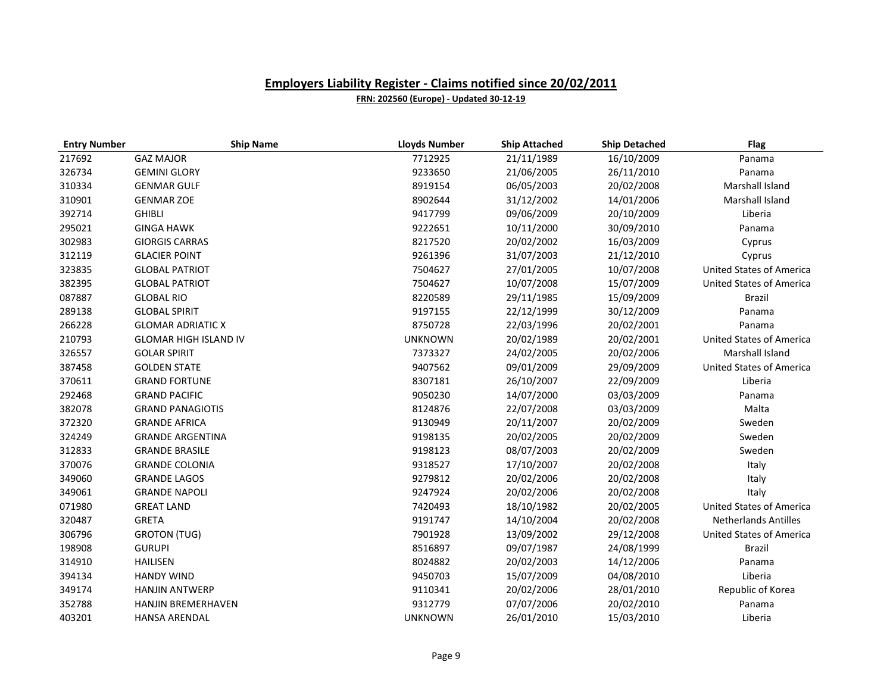## Employers Liability Register - Claims notified since 20/02/2011

**FRN: 202560 (Europe) - Updated 30-12-19**

| Entry Number | Ship Name | Lloyds Number | Ship Attached | Ship Detached | Flag |
|---|---|---|---|---|---|
| 217692 | GAZ MAJOR | 7712925 | 21/11/1989 | 16/10/2009 | Panama |
| 326734 | GEMINI GLORY | 9233650 | 21/06/2005 | 26/11/2010 | Panama |
| 310334 | GENMAR GULF | 8919154 | 06/05/2003 | 20/02/2008 | Marshall Island |
| 310901 | GENMAR ZOE | 8902644 | 31/12/2002 | 14/01/2006 | Marshall Island |
| 392714 | GHIBLI | 9417799 | 09/06/2009 | 20/10/2009 | Liberia |
| 295021 | GINGA HAWK | 9222651 | 10/11/2000 | 30/09/2010 | Panama |
| 302983 | GIORGIS CARRAS | 8217520 | 20/02/2002 | 16/03/2009 | Cyprus |
| 312119 | GLACIER POINT | 9261396 | 31/07/2003 | 21/12/2010 | Cyprus |
| 323835 | GLOBAL PATRIOT | 7504627 | 27/01/2005 | 10/07/2008 | United States of America |
| 382395 | GLOBAL PATRIOT | 7504627 | 10/07/2008 | 15/07/2009 | United States of America |
| 087887 | GLOBAL RIO | 8220589 | 29/11/1985 | 15/09/2009 | Brazil |
| 289138 | GLOBAL SPIRIT | 9197155 | 22/12/1999 | 30/12/2009 | Panama |
| 266228 | GLOMAR ADRIATIC X | 8750728 | 22/03/1996 | 20/02/2001 | Panama |
| 210793 | GLOMAR HIGH ISLAND IV | UNKNOWN | 20/02/1989 | 20/02/2001 | United States of America |
| 326557 | GOLAR SPIRIT | 7373327 | 24/02/2005 | 20/02/2006 | Marshall Island |
| 387458 | GOLDEN STATE | 9407562 | 09/01/2009 | 29/09/2009 | United States of America |
| 370611 | GRAND FORTUNE | 8307181 | 26/10/2007 | 22/09/2009 | Liberia |
| 292468 | GRAND PACIFIC | 9050230 | 14/07/2000 | 03/03/2009 | Panama |
| 382078 | GRAND PANAGIOTIS | 8124876 | 22/07/2008 | 03/03/2009 | Malta |
| 372320 | GRANDE AFRICA | 9130949 | 20/11/2007 | 20/02/2009 | Sweden |
| 324249 | GRANDE ARGENTINA | 9198135 | 20/02/2005 | 20/02/2009 | Sweden |
| 312833 | GRANDE BRASILE | 9198123 | 08/07/2003 | 20/02/2009 | Sweden |
| 370076 | GRANDE COLONIA | 9318527 | 17/10/2007 | 20/02/2008 | Italy |
| 349060 | GRANDE LAGOS | 9279812 | 20/02/2006 | 20/02/2008 | Italy |
| 349061 | GRANDE NAPOLI | 9247924 | 20/02/2006 | 20/02/2008 | Italy |
| 071980 | GREAT LAND | 7420493 | 18/10/1982 | 20/02/2005 | United States of America |
| 320487 | GRETA | 9191747 | 14/10/2004 | 20/02/2008 | Netherlands Antilles |
| 306796 | GROTON (TUG) | 7901928 | 13/09/2002 | 29/12/2008 | United States of America |
| 198908 | GURUPI | 8516897 | 09/07/1987 | 24/08/1999 | Brazil |
| 314910 | HAILISEN | 8024882 | 20/02/2003 | 14/12/2006 | Panama |
| 394134 | HANDY WIND | 9450703 | 15/07/2009 | 04/08/2010 | Liberia |
| 349174 | HANJIN ANTWERP | 9110341 | 20/02/2006 | 28/01/2010 | Republic of Korea |
| 352788 | HANJIN BREMERHAVEN | 9312779 | 07/07/2006 | 20/02/2010 | Panama |
| 403201 | HANSA ARENDAL | UNKNOWN | 26/01/2010 | 15/03/2010 | Liberia |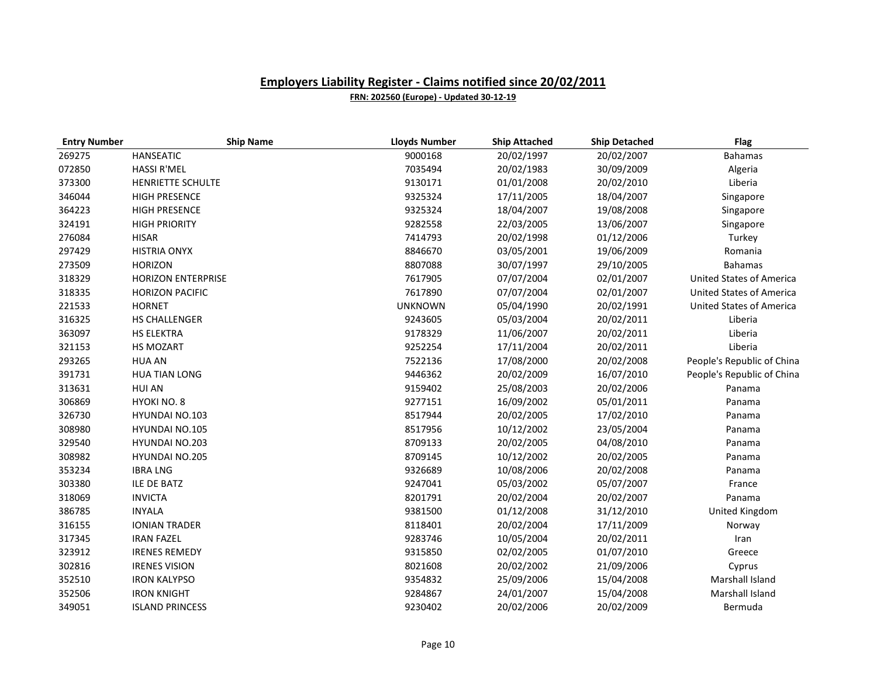## Employers Liability Register - Claims notified since 20/02/2011

**FRN: 202560 (Europe) - Updated 30-12-19**

| Entry Number | Ship Name | Lloyds Number | Ship Attached | Ship Detached | Flag |
|---|---|---|---|---|---|
| 269275 | HANSEATIC | 9000168 | 20/02/1997 | 20/02/2007 | Bahamas |
| 072850 | HASSI R'MEL | 7035494 | 20/02/1983 | 30/09/2009 | Algeria |
| 373300 | HENRIETTE SCHULTE | 9130171 | 01/01/2008 | 20/02/2010 | Liberia |
| 346044 | HIGH PRESENCE | 9325324 | 17/11/2005 | 18/04/2007 | Singapore |
| 364223 | HIGH PRESENCE | 9325324 | 18/04/2007 | 19/08/2008 | Singapore |
| 324191 | HIGH PRIORITY | 9282558 | 22/03/2005 | 13/06/2007 | Singapore |
| 276084 | HISAR | 7414793 | 20/02/1998 | 01/12/2006 | Turkey |
| 297429 | HISTRIA ONYX | 8846670 | 03/05/2001 | 19/06/2009 | Romania |
| 273509 | HORIZON | 8807088 | 30/07/1997 | 29/10/2005 | Bahamas |
| 318329 | HORIZON ENTERPRISE | 7617905 | 07/07/2004 | 02/01/2007 | United States of America |
| 318335 | HORIZON PACIFIC | 7617890 | 07/07/2004 | 02/01/2007 | United States of America |
| 221533 | HORNET | UNKNOWN | 05/04/1990 | 20/02/1991 | United States of America |
| 316325 | HS CHALLENGER | 9243605 | 05/03/2004 | 20/02/2011 | Liberia |
| 363097 | HS ELEKTRA | 9178329 | 11/06/2007 | 20/02/2011 | Liberia |
| 321153 | HS MOZART | 9252254 | 17/11/2004 | 20/02/2011 | Liberia |
| 293265 | HUA AN | 7522136 | 17/08/2000 | 20/02/2008 | People's Republic of China |
| 391731 | HUA TIAN LONG | 9446362 | 20/02/2009 | 16/07/2010 | People's Republic of China |
| 313631 | HUI AN | 9159402 | 25/08/2003 | 20/02/2006 | Panama |
| 306869 | HYOKI NO. 8 | 9277151 | 16/09/2002 | 05/01/2011 | Panama |
| 326730 | HYUNDAI NO.103 | 8517944 | 20/02/2005 | 17/02/2010 | Panama |
| 308980 | HYUNDAI NO.105 | 8517956 | 10/12/2002 | 23/05/2004 | Panama |
| 329540 | HYUNDAI NO.203 | 8709133 | 20/02/2005 | 04/08/2010 | Panama |
| 308982 | HYUNDAI NO.205 | 8709145 | 10/12/2002 | 20/02/2005 | Panama |
| 353234 | IBRA LNG | 9326689 | 10/08/2006 | 20/02/2008 | Panama |
| 303380 | ILE DE BATZ | 9247041 | 05/03/2002 | 05/07/2007 | France |
| 318069 | INVICTA | 8201791 | 20/02/2004 | 20/02/2007 | Panama |
| 386785 | INYALA | 9381500 | 01/12/2008 | 31/12/2010 | United Kingdom |
| 316155 | IONIAN TRADER | 8118401 | 20/02/2004 | 17/11/2009 | Norway |
| 317345 | IRAN FAZEL | 9283746 | 10/05/2004 | 20/02/2011 | Iran |
| 323912 | IRENES REMEDY | 9315850 | 02/02/2005 | 01/07/2010 | Greece |
| 302816 | IRENES VISION | 8021608 | 20/02/2002 | 21/09/2006 | Cyprus |
| 352510 | IRON KALYPSO | 9354832 | 25/09/2006 | 15/04/2008 | Marshall Island |
| 352506 | IRON KNIGHT | 9284867 | 24/01/2007 | 15/04/2008 | Marshall Island |
| 349051 | ISLAND PRINCESS | 9230402 | 20/02/2006 | 20/02/2009 | Bermuda |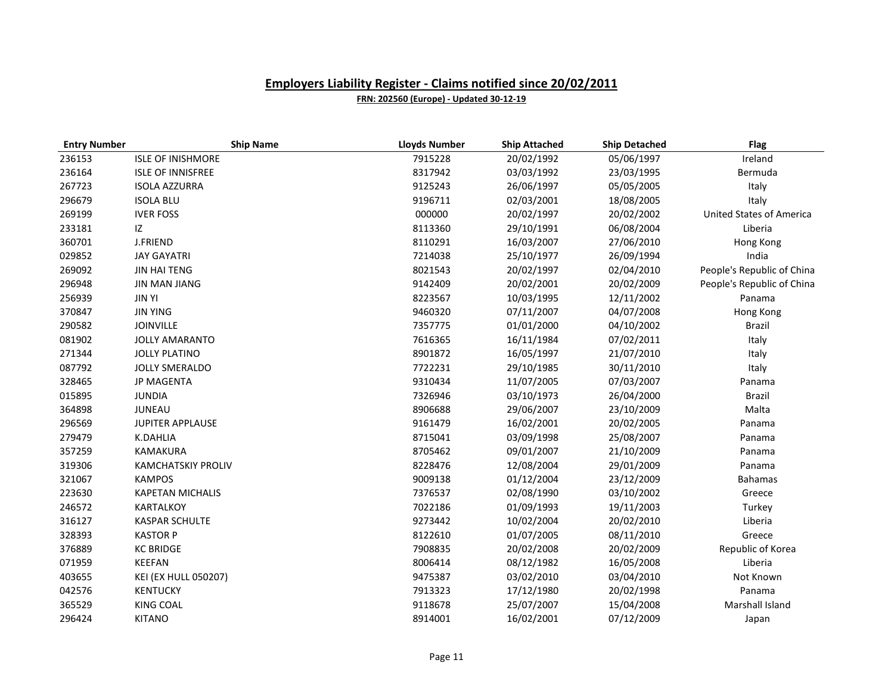## Employers Liability Register - Claims notified since 20/02/2011

**FRN: 202560 (Europe) - Updated 30-12-19**

| Entry Number | Ship Name | Lloyds Number | Ship Attached | Ship Detached | Flag |
|---|---|---|---|---|---|
| 236153 | ISLE OF INISHMORE | 7915228 | 20/02/1992 | 05/06/1997 | Ireland |
| 236164 | ISLE OF INNISFREE | 8317942 | 03/03/1992 | 23/03/1995 | Bermuda |
| 267723 | ISOLA AZZURRA | 9125243 | 26/06/1997 | 05/05/2005 | Italy |
| 296679 | ISOLA BLU | 9196711 | 02/03/2001 | 18/08/2005 | Italy |
| 269199 | IVER FOSS | 000000 | 20/02/1997 | 20/02/2002 | United States of America |
| 233181 | IZ | 8113360 | 29/10/1991 | 06/08/2004 | Liberia |
| 360701 | J.FRIEND | 8110291 | 16/03/2007 | 27/06/2010 | Hong Kong |
| 029852 | JAY GAYATRI | 7214038 | 25/10/1977 | 26/09/1994 | India |
| 269092 | JIN HAI TENG | 8021543 | 20/02/1997 | 02/04/2010 | People's Republic of China |
| 296948 | JIN MAN JIANG | 9142409 | 20/02/2001 | 20/02/2009 | People's Republic of China |
| 256939 | JIN YI | 8223567 | 10/03/1995 | 12/11/2002 | Panama |
| 370847 | JIN YING | 9460320 | 07/11/2007 | 04/07/2008 | Hong Kong |
| 290582 | JOINVILLE | 7357775 | 01/01/2000 | 04/10/2002 | Brazil |
| 081902 | JOLLY AMARANTO | 7616365 | 16/11/1984 | 07/02/2011 | Italy |
| 271344 | JOLLY PLATINO | 8901872 | 16/05/1997 | 21/07/2010 | Italy |
| 087792 | JOLLY SMERALDO | 7722231 | 29/10/1985 | 30/11/2010 | Italy |
| 328465 | JP MAGENTA | 9310434 | 11/07/2005 | 07/03/2007 | Panama |
| 015895 | JUNDIA | 7326946 | 03/10/1973 | 26/04/2000 | Brazil |
| 364898 | JUNEAU | 8906688 | 29/06/2007 | 23/10/2009 | Malta |
| 296569 | JUPITER APPLAUSE | 9161479 | 16/02/2001 | 20/02/2005 | Panama |
| 279479 | K.DAHLIA | 8715041 | 03/09/1998 | 25/08/2007 | Panama |
| 357259 | KAMAKURA | 8705462 | 09/01/2007 | 21/10/2009 | Panama |
| 319306 | KAMCHATSKIY PROLIV | 8228476 | 12/08/2004 | 29/01/2009 | Panama |
| 321067 | KAMPOS | 9009138 | 01/12/2004 | 23/12/2009 | Bahamas |
| 223630 | KAPETAN MICHALIS | 7376537 | 02/08/1990 | 03/10/2002 | Greece |
| 246572 | KARTALKOY | 7022186 | 01/09/1993 | 19/11/2003 | Turkey |
| 316127 | KASPAR SCHULTE | 9273442 | 10/02/2004 | 20/02/2010 | Liberia |
| 328393 | KASTOR P | 8122610 | 01/07/2005 | 08/11/2010 | Greece |
| 376889 | KC BRIDGE | 7908835 | 20/02/2008 | 20/02/2009 | Republic of Korea |
| 071959 | KEEFAN | 8006414 | 08/12/1982 | 16/05/2008 | Liberia |
| 403655 | KEI (EX HULL 050207) | 9475387 | 03/02/2010 | 03/04/2010 | Not Known |
| 042576 | KENTUCKY | 7913323 | 17/12/1980 | 20/02/1998 | Panama |
| 365529 | KING COAL | 9118678 | 25/07/2007 | 15/04/2008 | Marshall Island |
| 296424 | KITANO | 8914001 | 16/02/2001 | 07/12/2009 | Japan |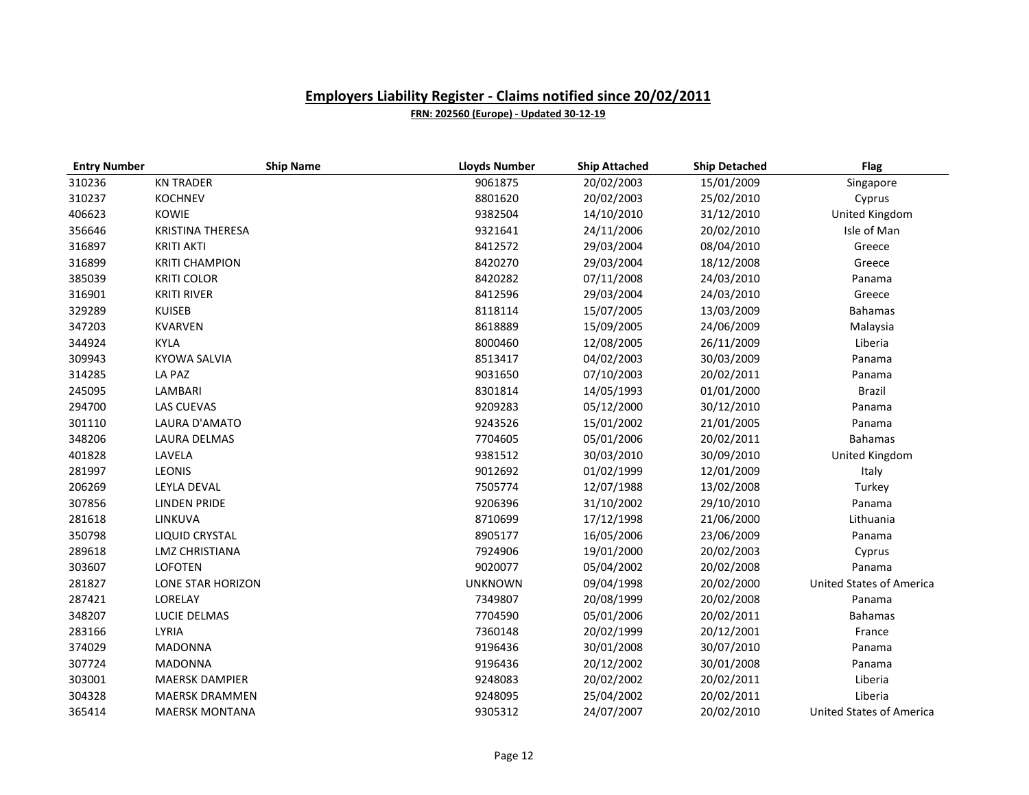## Employers Liability Register - Claims notified since 20/02/2011

**FRN: 202560 (Europe) - Updated 30-12-19**

| Entry Number | Ship Name | Lloyds Number | Ship Attached | Ship Detached | Flag |
|---|---|---|---|---|---|
| 310236 | KN TRADER | 9061875 | 20/02/2003 | 15/01/2009 | Singapore |
| 310237 | KOCHNEV | 8801620 | 20/02/2003 | 25/02/2010 | Cyprus |
| 406623 | KOWIE | 9382504 | 14/10/2010 | 31/12/2010 | United Kingdom |
| 356646 | KRISTINA THERESA | 9321641 | 24/11/2006 | 20/02/2010 | Isle of Man |
| 316897 | KRITI AKTI | 8412572 | 29/03/2004 | 08/04/2010 | Greece |
| 316899 | KRITI CHAMPION | 8420270 | 29/03/2004 | 18/12/2008 | Greece |
| 385039 | KRITI COLOR | 8420282 | 07/11/2008 | 24/03/2010 | Panama |
| 316901 | KRITI RIVER | 8412596 | 29/03/2004 | 24/03/2010 | Greece |
| 329289 | KUISEB | 8118114 | 15/07/2005 | 13/03/2009 | Bahamas |
| 347203 | KVARVEN | 8618889 | 15/09/2005 | 24/06/2009 | Malaysia |
| 344924 | KYLA | 8000460 | 12/08/2005 | 26/11/2009 | Liberia |
| 309943 | KYOWA SALVIA | 8513417 | 04/02/2003 | 30/03/2009 | Panama |
| 314285 | LA PAZ | 9031650 | 07/10/2003 | 20/02/2011 | Panama |
| 245095 | LAMBARI | 8301814 | 14/05/1993 | 01/01/2000 | Brazil |
| 294700 | LAS CUEVAS | 9209283 | 05/12/2000 | 30/12/2010 | Panama |
| 301110 | LAURA D'AMATO | 9243526 | 15/01/2002 | 21/01/2005 | Panama |
| 348206 | LAURA DELMAS | 7704605 | 05/01/2006 | 20/02/2011 | Bahamas |
| 401828 | LAVELA | 9381512 | 30/03/2010 | 30/09/2010 | United Kingdom |
| 281997 | LEONIS | 9012692 | 01/02/1999 | 12/01/2009 | Italy |
| 206269 | LEYLA DEVAL | 7505774 | 12/07/1988 | 13/02/2008 | Turkey |
| 307856 | LINDEN PRIDE | 9206396 | 31/10/2002 | 29/10/2010 | Panama |
| 281618 | LINKUVA | 8710699 | 17/12/1998 | 21/06/2000 | Lithuania |
| 350798 | LIQUID CRYSTAL | 8905177 | 16/05/2006 | 23/06/2009 | Panama |
| 289618 | LMZ CHRISTIANA | 7924906 | 19/01/2000 | 20/02/2003 | Cyprus |
| 303607 | LOFOTEN | 9020077 | 05/04/2002 | 20/02/2008 | Panama |
| 281827 | LONE STAR HORIZON | UNKNOWN | 09/04/1998 | 20/02/2000 | United States of America |
| 287421 | LORELAY | 7349807 | 20/08/1999 | 20/02/2008 | Panama |
| 348207 | LUCIE DELMAS | 7704590 | 05/01/2006 | 20/02/2011 | Bahamas |
| 283166 | LYRIA | 7360148 | 20/02/1999 | 20/12/2001 | France |
| 374029 | MADONNA | 9196436 | 30/01/2008 | 30/07/2010 | Panama |
| 307724 | MADONNA | 9196436 | 20/12/2002 | 30/01/2008 | Panama |
| 303001 | MAERSK DAMPIER | 9248083 | 20/02/2002 | 20/02/2011 | Liberia |
| 304328 | MAERSK DRAMMEN | 9248095 | 25/04/2002 | 20/02/2011 | Liberia |
| 365414 | MAERSK MONTANA | 9305312 | 24/07/2007 | 20/02/2010 | United States of America |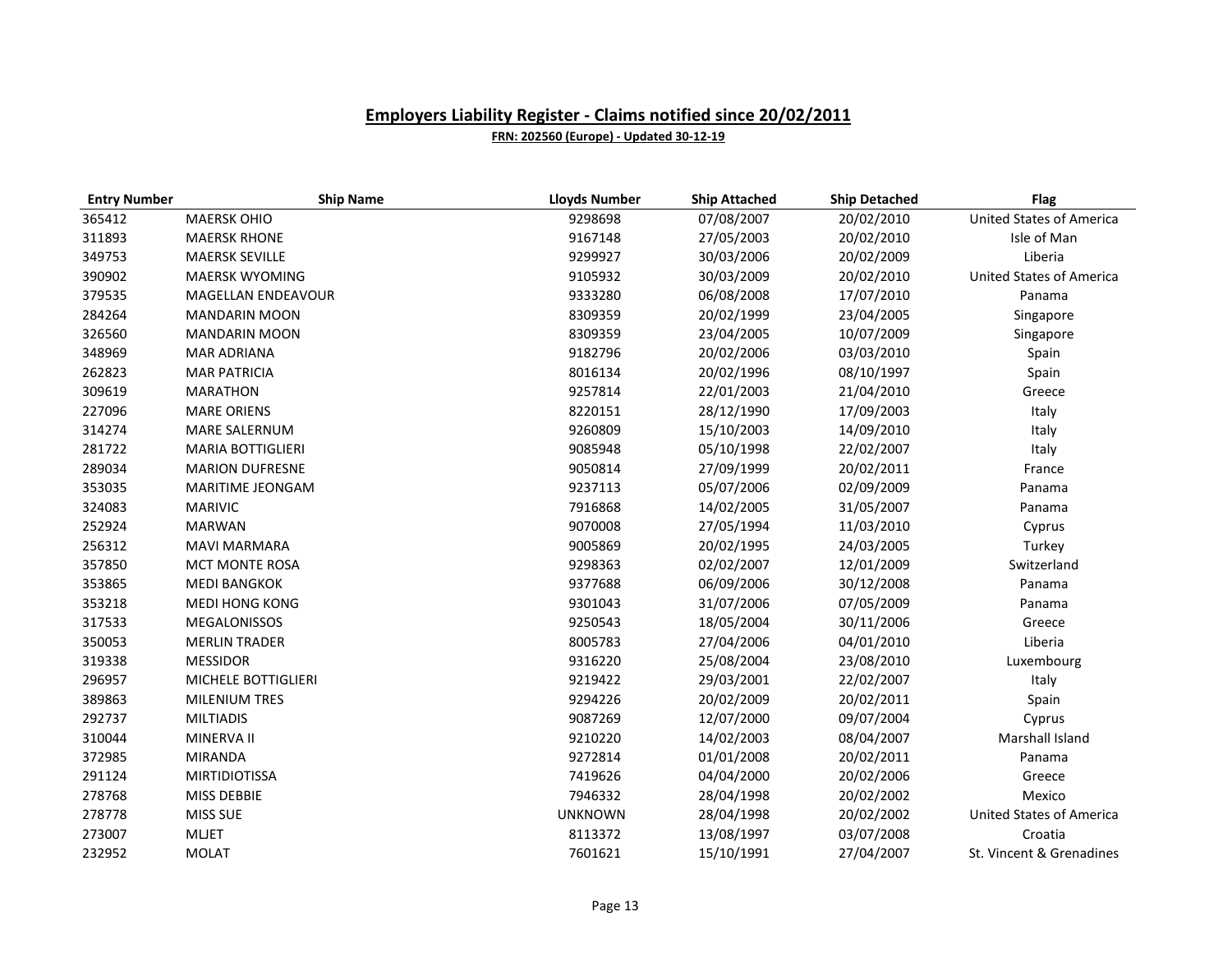## Employers Liability Register - Claims notified since 20/02/2011

**FRN: 202560 (Europe) - Updated 30-12-19**

| Entry Number | Ship Name | Lloyds Number | Ship Attached | Ship Detached | Flag |
|---|---|---|---|---|---|
| 365412 | MAERSK OHIO | 9298698 | 07/08/2007 | 20/02/2010 | United States of America |
| 311893 | MAERSK RHONE | 9167148 | 27/05/2003 | 20/02/2010 | Isle of Man |
| 349753 | MAERSK SEVILLE | 9299927 | 30/03/2006 | 20/02/2009 | Liberia |
| 390902 | MAERSK WYOMING | 9105932 | 30/03/2009 | 20/02/2010 | United States of America |
| 379535 | MAGELLAN ENDEAVOUR | 9333280 | 06/08/2008 | 17/07/2010 | Panama |
| 284264 | MANDARIN MOON | 8309359 | 20/02/1999 | 23/04/2005 | Singapore |
| 326560 | MANDARIN MOON | 8309359 | 23/04/2005 | 10/07/2009 | Singapore |
| 348969 | MAR ADRIANA | 9182796 | 20/02/2006 | 03/03/2010 | Spain |
| 262823 | MAR PATRICIA | 8016134 | 20/02/1996 | 08/10/1997 | Spain |
| 309619 | MARATHON | 9257814 | 22/01/2003 | 21/04/2010 | Greece |
| 227096 | MARE ORIENS | 8220151 | 28/12/1990 | 17/09/2003 | Italy |
| 314274 | MARE SALERNUM | 9260809 | 15/10/2003 | 14/09/2010 | Italy |
| 281722 | MARIA BOTTIGLIERI | 9085948 | 05/10/1998 | 22/02/2007 | Italy |
| 289034 | MARION DUFRESNE | 9050814 | 27/09/1999 | 20/02/2011 | France |
| 353035 | MARITIME JEONGAM | 9237113 | 05/07/2006 | 02/09/2009 | Panama |
| 324083 | MARIVIC | 7916868 | 14/02/2005 | 31/05/2007 | Panama |
| 252924 | MARWAN | 9070008 | 27/05/1994 | 11/03/2010 | Cyprus |
| 256312 | MAVI MARMARA | 9005869 | 20/02/1995 | 24/03/2005 | Turkey |
| 357850 | MCT MONTE ROSA | 9298363 | 02/02/2007 | 12/01/2009 | Switzerland |
| 353865 | MEDI BANGKOK | 9377688 | 06/09/2006 | 30/12/2008 | Panama |
| 353218 | MEDI HONG KONG | 9301043 | 31/07/2006 | 07/05/2009 | Panama |
| 317533 | MEGALONISSOS | 9250543 | 18/05/2004 | 30/11/2006 | Greece |
| 350053 | MERLIN TRADER | 8005783 | 27/04/2006 | 04/01/2010 | Liberia |
| 319338 | MESSIDOR | 9316220 | 25/08/2004 | 23/08/2010 | Luxembourg |
| 296957 | MICHELE BOTTIGLIERI | 9219422 | 29/03/2001 | 22/02/2007 | Italy |
| 389863 | MILENIUM TRES | 9294226 | 20/02/2009 | 20/02/2011 | Spain |
| 292737 | MILTIADIS | 9087269 | 12/07/2000 | 09/07/2004 | Cyprus |
| 310044 | MINERVA II | 9210220 | 14/02/2003 | 08/04/2007 | Marshall Island |
| 372985 | MIRANDA | 9272814 | 01/01/2008 | 20/02/2011 | Panama |
| 291124 | MIRTIDIOTISSA | 7419626 | 04/04/2000 | 20/02/2006 | Greece |
| 278768 | MISS DEBBIE | 7946332 | 28/04/1998 | 20/02/2002 | Mexico |
| 278778 | MISS SUE | UNKNOWN | 28/04/1998 | 20/02/2002 | United States of America |
| 273007 | MLJET | 8113372 | 13/08/1997 | 03/07/2008 | Croatia |
| 232952 | MOLAT | 7601621 | 15/10/1991 | 27/04/2007 | St. Vincent & Grenadines |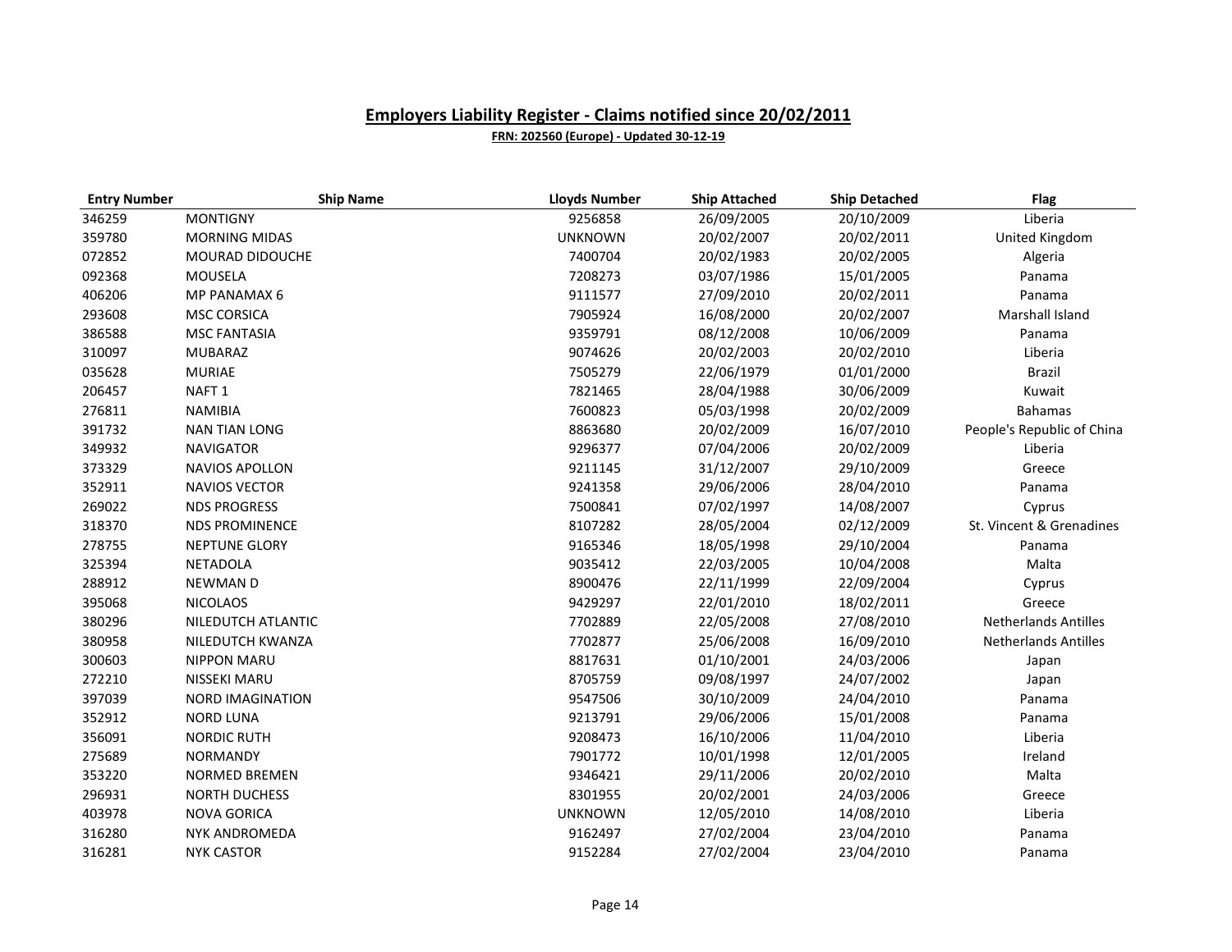## Employers Liability Register - Claims notified since 20/02/2011

**FRN: 202560 (Europe) - Updated 30-12-19**

| Entry Number | Ship Name | Lloyds Number | Ship Attached | Ship Detached | Flag |
|---|---|---|---|---|---|
| 346259 | MONTIGNY | 9256858 | 26/09/2005 | 20/10/2009 | Liberia |
| 359780 | MORNING MIDAS | UNKNOWN | 20/02/2007 | 20/02/2011 | United Kingdom |
| 072852 | MOURAD DIDOUCHE | 7400704 | 20/02/1983 | 20/02/2005 | Algeria |
| 092368 | MOUSELA | 7208273 | 03/07/1986 | 15/01/2005 | Panama |
| 406206 | MP PANAMAX 6 | 9111577 | 27/09/2010 | 20/02/2011 | Panama |
| 293608 | MSC CORSICA | 7905924 | 16/08/2000 | 20/02/2007 | Marshall Island |
| 386588 | MSC FANTASIA | 9359791 | 08/12/2008 | 10/06/2009 | Panama |
| 310097 | MUBARAZ | 9074626 | 20/02/2003 | 20/02/2010 | Liberia |
| 035628 | MURIAE | 7505279 | 22/06/1979 | 01/01/2000 | Brazil |
| 206457 | NAFT 1 | 7821465 | 28/04/1988 | 30/06/2009 | Kuwait |
| 276811 | NAMIBIA | 7600823 | 05/03/1998 | 20/02/2009 | Bahamas |
| 391732 | NAN TIAN LONG | 8863680 | 20/02/2009 | 16/07/2010 | People's Republic of China |
| 349932 | NAVIGATOR | 9296377 | 07/04/2006 | 20/02/2009 | Liberia |
| 373329 | NAVIOS APOLLON | 9211145 | 31/12/2007 | 29/10/2009 | Greece |
| 352911 | NAVIOS VECTOR | 9241358 | 29/06/2006 | 28/04/2010 | Panama |
| 269022 | NDS PROGRESS | 7500841 | 07/02/1997 | 14/08/2007 | Cyprus |
| 318370 | NDS PROMINENCE | 8107282 | 28/05/2004 | 02/12/2009 | St. Vincent & Grenadines |
| 278755 | NEPTUNE GLORY | 9165346 | 18/05/1998 | 29/10/2004 | Panama |
| 325394 | NETADOLA | 9035412 | 22/03/2005 | 10/04/2008 | Malta |
| 288912 | NEWMAN D | 8900476 | 22/11/1999 | 22/09/2004 | Cyprus |
| 395068 | NICOLAOS | 9429297 | 22/01/2010 | 18/02/2011 | Greece |
| 380296 | NILEDUTCH ATLANTIC | 7702889 | 22/05/2008 | 27/08/2010 | Netherlands Antilles |
| 380958 | NILEDUTCH KWANZA | 7702877 | 25/06/2008 | 16/09/2010 | Netherlands Antilles |
| 300603 | NIPPON MARU | 8817631 | 01/10/2001 | 24/03/2006 | Japan |
| 272210 | NISSEKI MARU | 8705759 | 09/08/1997 | 24/07/2002 | Japan |
| 397039 | NORD IMAGINATION | 9547506 | 30/10/2009 | 24/04/2010 | Panama |
| 352912 | NORD LUNA | 9213791 | 29/06/2006 | 15/01/2008 | Panama |
| 356091 | NORDIC RUTH | 9208473 | 16/10/2006 | 11/04/2010 | Liberia |
| 275689 | NORMANDY | 7901772 | 10/01/1998 | 12/01/2005 | Ireland |
| 353220 | NORMED BREMEN | 9346421 | 29/11/2006 | 20/02/2010 | Malta |
| 296931 | NORTH DUCHESS | 8301955 | 20/02/2001 | 24/03/2006 | Greece |
| 403978 | NOVA GORICA | UNKNOWN | 12/05/2010 | 14/08/2010 | Liberia |
| 316280 | NYK ANDROMEDA | 9162497 | 27/02/2004 | 23/04/2010 | Panama |
| 316281 | NYK CASTOR | 9152284 | 27/02/2004 | 23/04/2010 | Panama |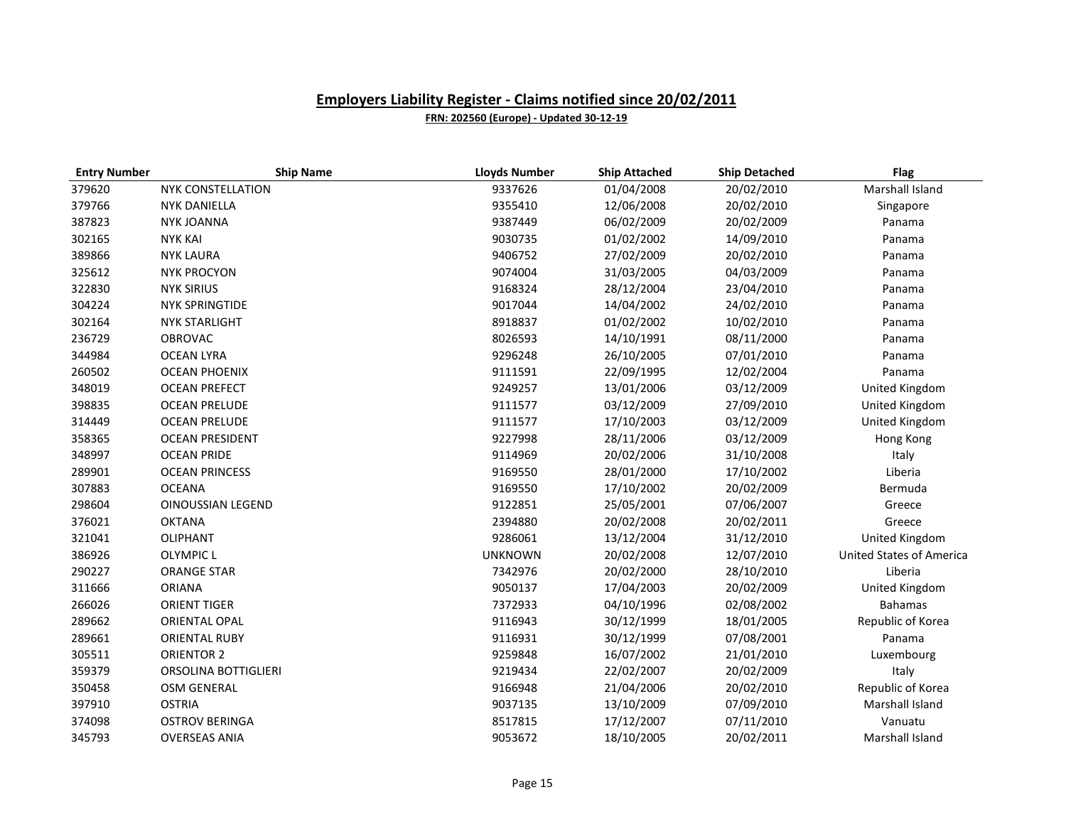## Employers Liability Register - Claims notified since 20/02/2011

**FRN: 202560 (Europe) - Updated 30-12-19**

| Entry Number | Ship Name | Lloyds Number | Ship Attached | Ship Detached | Flag |
|---|---|---|---|---|---|
| 379620 | NYK CONSTELLATION | 9337626 | 01/04/2008 | 20/02/2010 | Marshall Island |
| 379766 | NYK DANIELLA | 9355410 | 12/06/2008 | 20/02/2010 | Singapore |
| 387823 | NYK JOANNA | 9387449 | 06/02/2009 | 20/02/2009 | Panama |
| 302165 | NYK KAI | 9030735 | 01/02/2002 | 14/09/2010 | Panama |
| 389866 | NYK LAURA | 9406752 | 27/02/2009 | 20/02/2010 | Panama |
| 325612 | NYK PROCYON | 9074004 | 31/03/2005 | 04/03/2009 | Panama |
| 322830 | NYK SIRIUS | 9168324 | 28/12/2004 | 23/04/2010 | Panama |
| 304224 | NYK SPRINGTIDE | 9017044 | 14/04/2002 | 24/02/2010 | Panama |
| 302164 | NYK STARLIGHT | 8918837 | 01/02/2002 | 10/02/2010 | Panama |
| 236729 | OBROVAC | 8026593 | 14/10/1991 | 08/11/2000 | Panama |
| 344984 | OCEAN LYRA | 9296248 | 26/10/2005 | 07/01/2010 | Panama |
| 260502 | OCEAN PHOENIX | 9111591 | 22/09/1995 | 12/02/2004 | Panama |
| 348019 | OCEAN PREFECT | 9249257 | 13/01/2006 | 03/12/2009 | United Kingdom |
| 398835 | OCEAN PRELUDE | 9111577 | 03/12/2009 | 27/09/2010 | United Kingdom |
| 314449 | OCEAN PRELUDE | 9111577 | 17/10/2003 | 03/12/2009 | United Kingdom |
| 358365 | OCEAN PRESIDENT | 9227998 | 28/11/2006 | 03/12/2009 | Hong Kong |
| 348997 | OCEAN PRIDE | 9114969 | 20/02/2006 | 31/10/2008 | Italy |
| 289901 | OCEAN PRINCESS | 9169550 | 28/01/2000 | 17/10/2002 | Liberia |
| 307883 | OCEANA | 9169550 | 17/10/2002 | 20/02/2009 | Bermuda |
| 298604 | OINOUSSIAN LEGEND | 9122851 | 25/05/2001 | 07/06/2007 | Greece |
| 376021 | OKTANA | 2394880 | 20/02/2008 | 20/02/2011 | Greece |
| 321041 | OLIPHANT | 9286061 | 13/12/2004 | 31/12/2010 | United Kingdom |
| 386926 | OLYMPIC L | UNKNOWN | 20/02/2008 | 12/07/2010 | United States of America |
| 290227 | ORANGE STAR | 7342976 | 20/02/2000 | 28/10/2010 | Liberia |
| 311666 | ORIANA | 9050137 | 17/04/2003 | 20/02/2009 | United Kingdom |
| 266026 | ORIENT TIGER | 7372933 | 04/10/1996 | 02/08/2002 | Bahamas |
| 289662 | ORIENTAL OPAL | 9116943 | 30/12/1999 | 18/01/2005 | Republic of Korea |
| 289661 | ORIENTAL RUBY | 9116931 | 30/12/1999 | 07/08/2001 | Panama |
| 305511 | ORIENTOR 2 | 9259848 | 16/07/2002 | 21/01/2010 | Luxembourg |
| 359379 | ORSOLINA BOTTIGLIERI | 9219434 | 22/02/2007 | 20/02/2009 | Italy |
| 350458 | OSM GENERAL | 9166948 | 21/04/2006 | 20/02/2010 | Republic of Korea |
| 397910 | OSTRIA | 9037135 | 13/10/2009 | 07/09/2010 | Marshall Island |
| 374098 | OSTROV BERINGA | 8517815 | 17/12/2007 | 07/11/2010 | Vanuatu |
| 345793 | OVERSEAS ANIA | 9053672 | 18/10/2005 | 20/02/2011 | Marshall Island |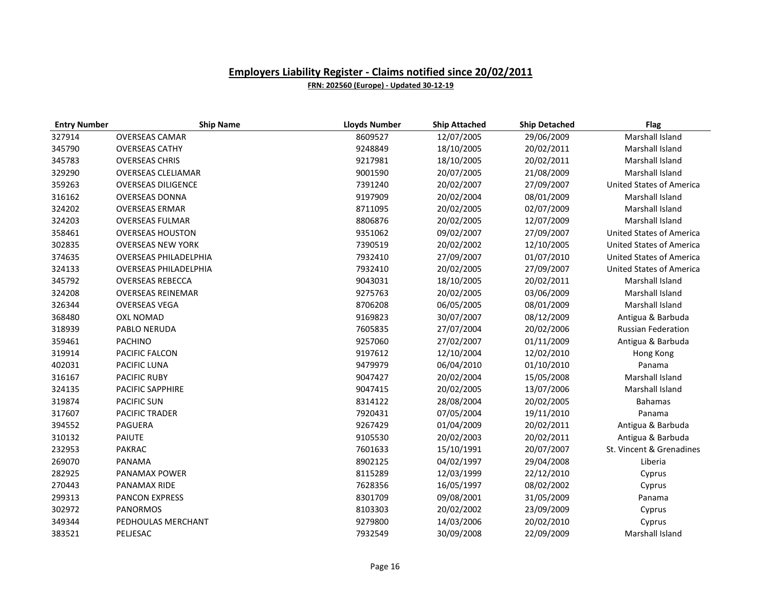## Employers Liability Register - Claims notified since 20/02/2011

**FRN: 202560 (Europe) - Updated 30-12-19**

| Entry Number | Ship Name | Lloyds Number | Ship Attached | Ship Detached | Flag |
|---|---|---|---|---|---|
| 327914 | OVERSEAS CAMAR | 8609527 | 12/07/2005 | 29/06/2009 | Marshall Island |
| 345790 | OVERSEAS CATHY | 9248849 | 18/10/2005 | 20/02/2011 | Marshall Island |
| 345783 | OVERSEAS CHRIS | 9217981 | 18/10/2005 | 20/02/2011 | Marshall Island |
| 329290 | OVERSEAS CLELIAMAR | 9001590 | 20/07/2005 | 21/08/2009 | Marshall Island |
| 359263 | OVERSEAS DILIGENCE | 7391240 | 20/02/2007 | 27/09/2007 | United States of America |
| 316162 | OVERSEAS DONNA | 9197909 | 20/02/2004 | 08/01/2009 | Marshall Island |
| 324202 | OVERSEAS ERMAR | 8711095 | 20/02/2005 | 02/07/2009 | Marshall Island |
| 324203 | OVERSEAS FULMAR | 8806876 | 20/02/2005 | 12/07/2009 | Marshall Island |
| 358461 | OVERSEAS HOUSTON | 9351062 | 09/02/2007 | 27/09/2007 | United States of America |
| 302835 | OVERSEAS NEW YORK | 7390519 | 20/02/2002 | 12/10/2005 | United States of America |
| 374635 | OVERSEAS PHILADELPHIA | 7932410 | 27/09/2007 | 01/07/2010 | United States of America |
| 324133 | OVERSEAS PHILADELPHIA | 7932410 | 20/02/2005 | 27/09/2007 | United States of America |
| 345792 | OVERSEAS REBECCA | 9043031 | 18/10/2005 | 20/02/2011 | Marshall Island |
| 324208 | OVERSEAS REINEMAR | 9275763 | 20/02/2005 | 03/06/2009 | Marshall Island |
| 326344 | OVERSEAS VEGA | 8706208 | 06/05/2005 | 08/01/2009 | Marshall Island |
| 368480 | OXL NOMAD | 9169823 | 30/07/2007 | 08/12/2009 | Antigua & Barbuda |
| 318939 | PABLO NERUDA | 7605835 | 27/07/2004 | 20/02/2006 | Russian Federation |
| 359461 | PACHINO | 9257060 | 27/02/2007 | 01/11/2009 | Antigua & Barbuda |
| 319914 | PACIFIC FALCON | 9197612 | 12/10/2004 | 12/02/2010 | Hong Kong |
| 402031 | PACIFIC LUNA | 9479979 | 06/04/2010 | 01/10/2010 | Panama |
| 316167 | PACIFIC RUBY | 9047427 | 20/02/2004 | 15/05/2008 | Marshall Island |
| 324135 | PACIFIC SAPPHIRE | 9047415 | 20/02/2005 | 13/07/2006 | Marshall Island |
| 319874 | PACIFIC SUN | 8314122 | 28/08/2004 | 20/02/2005 | Bahamas |
| 317607 | PACIFIC TRADER | 7920431 | 07/05/2004 | 19/11/2010 | Panama |
| 394552 | PAGUERA | 9267429 | 01/04/2009 | 20/02/2011 | Antigua & Barbuda |
| 310132 | PAIUTE | 9105530 | 20/02/2003 | 20/02/2011 | Antigua & Barbuda |
| 232953 | PAKRAC | 7601633 | 15/10/1991 | 20/07/2007 | St. Vincent & Grenadines |
| 269070 | PANAMA | 8902125 | 04/02/1997 | 29/04/2008 | Liberia |
| 282925 | PANAMAX POWER | 8115289 | 12/03/1999 | 22/12/2010 | Cyprus |
| 270443 | PANAMAX RIDE | 7628356 | 16/05/1997 | 08/02/2002 | Cyprus |
| 299313 | PANCON EXPRESS | 8301709 | 09/08/2001 | 31/05/2009 | Panama |
| 302972 | PANORMOS | 8103303 | 20/02/2002 | 23/09/2009 | Cyprus |
| 349344 | PEDHOULAS MERCHANT | 9279800 | 14/03/2006 | 20/02/2010 | Cyprus |
| 383521 | PELJESAC | 7932549 | 30/09/2008 | 22/09/2009 | Marshall Island |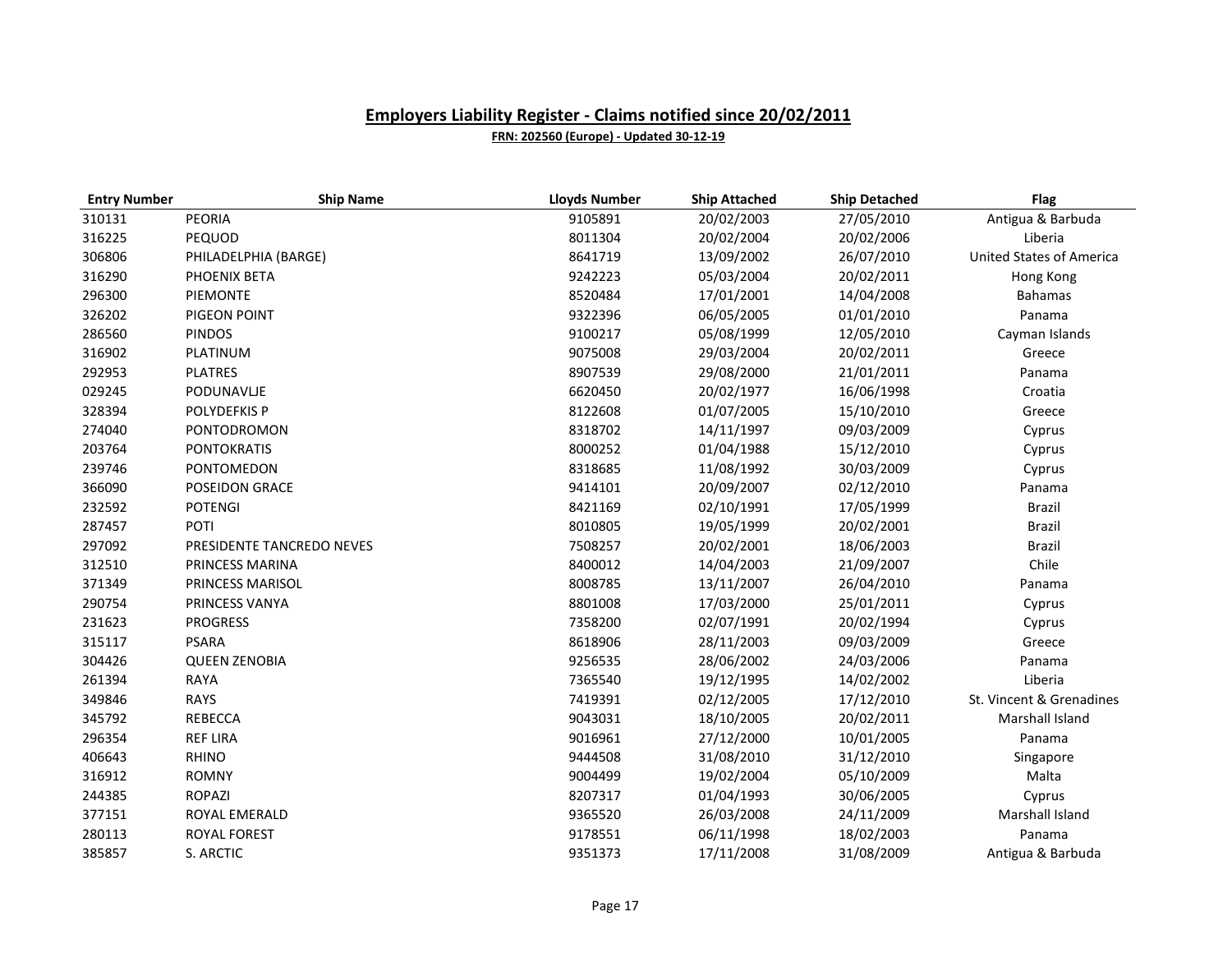# Employers Liability Register - Claims notified since 20/02/2011

**FRN: 202560 (Europe) - Updated 30-12-19**

| Entry Number | Ship Name | Lloyds Number | Ship Attached | Ship Detached | Flag |
|---|---|---|---|---|---|
| 310131 | PEORIA | 9105891 | 20/02/2003 | 27/05/2010 | Antigua & Barbuda |
| 316225 | PEQUOD | 8011304 | 20/02/2004 | 20/02/2006 | Liberia |
| 306806 | PHILADELPHIA (BARGE) | 8641719 | 13/09/2002 | 26/07/2010 | United States of America |
| 316290 | PHOENIX BETA | 9242223 | 05/03/2004 | 20/02/2011 | Hong Kong |
| 296300 | PIEMONTE | 8520484 | 17/01/2001 | 14/04/2008 | Bahamas |
| 326202 | PIGEON POINT | 9322396 | 06/05/2005 | 01/01/2010 | Panama |
| 286560 | PINDOS | 9100217 | 05/08/1999 | 12/05/2010 | Cayman Islands |
| 316902 | PLATINUM | 9075008 | 29/03/2004 | 20/02/2011 | Greece |
| 292953 | PLATRES | 8907539 | 29/08/2000 | 21/01/2011 | Panama |
| 029245 | PODUNAVLJE | 6620450 | 20/02/1977 | 16/06/1998 | Croatia |
| 328394 | POLYDEFKIS P | 8122608 | 01/07/2005 | 15/10/2010 | Greece |
| 274040 | PONTODROMON | 8318702 | 14/11/1997 | 09/03/2009 | Cyprus |
| 203764 | PONTOKRATIS | 8000252 | 01/04/1988 | 15/12/2010 | Cyprus |
| 239746 | PONTOMEDON | 8318685 | 11/08/1992 | 30/03/2009 | Cyprus |
| 366090 | POSEIDON GRACE | 9414101 | 20/09/2007 | 02/12/2010 | Panama |
| 232592 | POTENGI | 8421169 | 02/10/1991 | 17/05/1999 | Brazil |
| 287457 | POTI | 8010805 | 19/05/1999 | 20/02/2001 | Brazil |
| 297092 | PRESIDENTE TANCREDO NEVES | 7508257 | 20/02/2001 | 18/06/2003 | Brazil |
| 312510 | PRINCESS MARINA | 8400012 | 14/04/2003 | 21/09/2007 | Chile |
| 371349 | PRINCESS MARISOL | 8008785 | 13/11/2007 | 26/04/2010 | Panama |
| 290754 | PRINCESS VANYA | 8801008 | 17/03/2000 | 25/01/2011 | Cyprus |
| 231623 | PROGRESS | 7358200 | 02/07/1991 | 20/02/1994 | Cyprus |
| 315117 | PSARA | 8618906 | 28/11/2003 | 09/03/2009 | Greece |
| 304426 | QUEEN ZENOBIA | 9256535 | 28/06/2002 | 24/03/2006 | Panama |
| 261394 | RAYA | 7365540 | 19/12/1995 | 14/02/2002 | Liberia |
| 349846 | RAYS | 7419391 | 02/12/2005 | 17/12/2010 | St. Vincent & Grenadines |
| 345792 | REBECCA | 9043031 | 18/10/2005 | 20/02/2011 | Marshall Island |
| 296354 | REF LIRA | 9016961 | 27/12/2000 | 10/01/2005 | Panama |
| 406643 | RHINO | 9444508 | 31/08/2010 | 31/12/2010 | Singapore |
| 316912 | ROMNY | 9004499 | 19/02/2004 | 05/10/2009 | Malta |
| 244385 | ROPAZI | 8207317 | 01/04/1993 | 30/06/2005 | Cyprus |
| 377151 | ROYAL EMERALD | 9365520 | 26/03/2008 | 24/11/2009 | Marshall Island |
| 280113 | ROYAL FOREST | 9178551 | 06/11/1998 | 18/02/2003 | Panama |
| 385857 | S. ARCTIC | 9351373 | 17/11/2008 | 31/08/2009 | Antigua & Barbuda |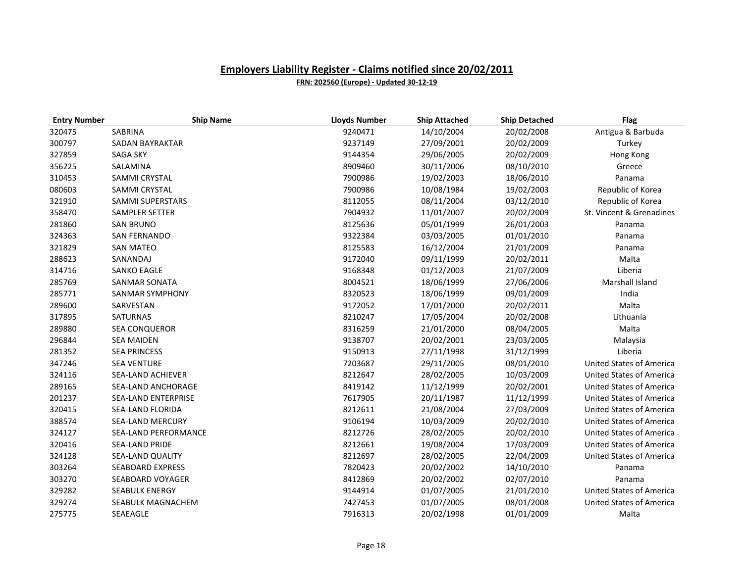## Employers Liability Register - Claims notified since 20/02/2011

**FRN: 202560 (Europe) - Updated 30-12-19**

| Entry Number | Ship Name | Lloyds Number | Ship Attached | Ship Detached | Flag |
|---|---|---|---|---|---|
| 320475 | SABRINA | 9240471 | 14/10/2004 | 20/02/2008 | Antigua & Barbuda |
| 300797 | SADAN BAYRAKTAR | 9237149 | 27/09/2001 | 20/02/2009 | Turkey |
| 327859 | SAGA SKY | 9144354 | 29/06/2005 | 20/02/2009 | Hong Kong |
| 356225 | SALAMINA | 8909460 | 30/11/2006 | 08/10/2010 | Greece |
| 310453 | SAMMI CRYSTAL | 7900986 | 19/02/2003 | 18/06/2010 | Panama |
| 080603 | SAMMI CRYSTAL | 7900986 | 10/08/1984 | 19/02/2003 | Republic of Korea |
| 321910 | SAMMI SUPERSTARS | 8112055 | 08/11/2004 | 03/12/2010 | Republic of Korea |
| 358470 | SAMPLER SETTER | 7904932 | 11/01/2007 | 20/02/2009 | St. Vincent & Grenadines |
| 281860 | SAN BRUNO | 8125636 | 05/01/1999 | 26/01/2003 | Panama |
| 324363 | SAN FERNANDO | 9322384 | 03/03/2005 | 01/01/2010 | Panama |
| 321829 | SAN MATEO | 8125583 | 16/12/2004 | 21/01/2009 | Panama |
| 288623 | SANANDAJ | 9172040 | 09/11/1999 | 20/02/2011 | Malta |
| 314716 | SANKO EAGLE | 9168348 | 01/12/2003 | 21/07/2009 | Liberia |
| 285769 | SANMAR SONATA | 8004521 | 18/06/1999 | 27/06/2006 | Marshall Island |
| 285771 | SANMAR SYMPHONY | 8320523 | 18/06/1999 | 09/01/2009 | India |
| 289600 | SARVESTAN | 9172052 | 17/01/2000 | 20/02/2011 | Malta |
| 317895 | SATURNAS | 8210247 | 17/05/2004 | 20/02/2008 | Lithuania |
| 289880 | SEA CONQUEROR | 8316259 | 21/01/2000 | 08/04/2005 | Malta |
| 296844 | SEA MAIDEN | 9138707 | 20/02/2001 | 23/03/2005 | Malaysia |
| 281352 | SEA PRINCESS | 9150913 | 27/11/1998 | 31/12/1999 | Liberia |
| 347246 | SEA VENTURE | 7203687 | 29/11/2005 | 08/01/2010 | United States of America |
| 324116 | SEA-LAND ACHIEVER | 8212647 | 28/02/2005 | 10/03/2009 | United States of America |
| 289165 | SEA-LAND ANCHORAGE | 8419142 | 11/12/1999 | 20/02/2001 | United States of America |
| 201237 | SEA-LAND ENTERPRISE | 7617905 | 20/11/1987 | 11/12/1999 | United States of America |
| 320415 | SEA-LAND FLORIDA | 8212611 | 21/08/2004 | 27/03/2009 | United States of America |
| 388574 | SEA-LAND MERCURY | 9106194 | 10/03/2009 | 20/02/2010 | United States of America |
| 324127 | SEA-LAND PERFORMANCE | 8212726 | 28/02/2005 | 20/02/2010 | United States of America |
| 320416 | SEA-LAND PRIDE | 8212661 | 19/08/2004 | 17/03/2009 | United States of America |
| 324128 | SEA-LAND QUALITY | 8212697 | 28/02/2005 | 22/04/2009 | United States of America |
| 303264 | SEABOARD EXPRESS | 7820423 | 20/02/2002 | 14/10/2010 | Panama |
| 303270 | SEABOARD VOYAGER | 8412869 | 20/02/2002 | 02/07/2010 | Panama |
| 329282 | SEABULK ENERGY | 9144914 | 01/07/2005 | 21/01/2010 | United States of America |
| 329274 | SEABULK MAGNACHEM | 7427453 | 01/07/2005 | 08/01/2008 | United States of America |
| 275775 | SEAEAGLE | 7916313 | 20/02/1998 | 01/01/2009 | Malta |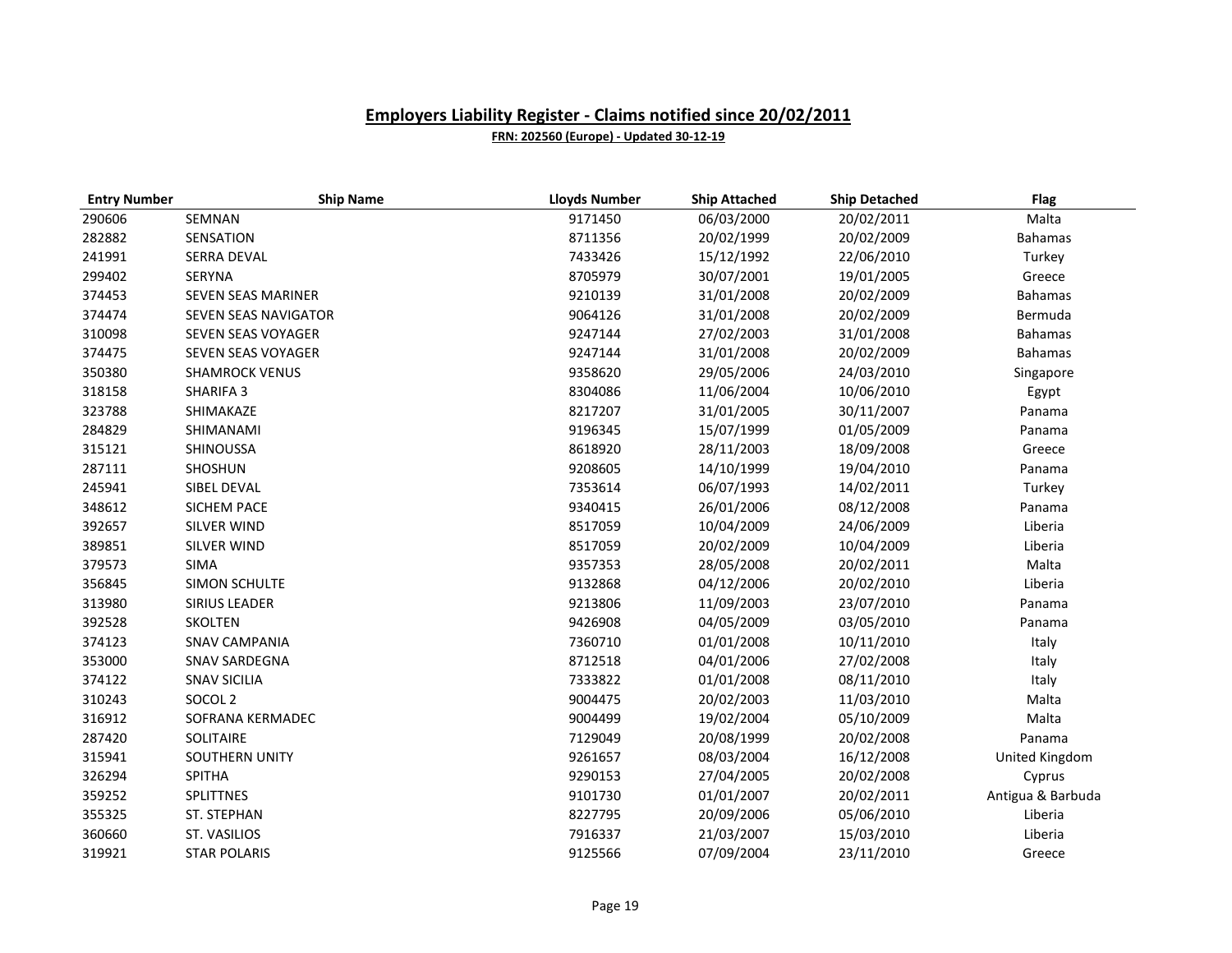## Employers Liability Register - Claims notified since 20/02/2011

**FRN: 202560 (Europe) - Updated 30-12-19**

| Entry Number | Ship Name | Lloyds Number | Ship Attached | Ship Detached | Flag |
|---|---|---|---|---|---|
| 290606 | SEMNAN | 9171450 | 06/03/2000 | 20/02/2011 | Malta |
| 282882 | SENSATION | 8711356 | 20/02/1999 | 20/02/2009 | Bahamas |
| 241991 | SERRA DEVAL | 7433426 | 15/12/1992 | 22/06/2010 | Turkey |
| 299402 | SERYNA | 8705979 | 30/07/2001 | 19/01/2005 | Greece |
| 374453 | SEVEN SEAS MARINER | 9210139 | 31/01/2008 | 20/02/2009 | Bahamas |
| 374474 | SEVEN SEAS NAVIGATOR | 9064126 | 31/01/2008 | 20/02/2009 | Bermuda |
| 310098 | SEVEN SEAS VOYAGER | 9247144 | 27/02/2003 | 31/01/2008 | Bahamas |
| 374475 | SEVEN SEAS VOYAGER | 9247144 | 31/01/2008 | 20/02/2009 | Bahamas |
| 350380 | SHAMROCK VENUS | 9358620 | 29/05/2006 | 24/03/2010 | Singapore |
| 318158 | SHARIFA 3 | 8304086 | 11/06/2004 | 10/06/2010 | Egypt |
| 323788 | SHIMAKAZE | 8217207 | 31/01/2005 | 30/11/2007 | Panama |
| 284829 | SHIMANAMI | 9196345 | 15/07/1999 | 01/05/2009 | Panama |
| 315121 | SHINOUSSA | 8618920 | 28/11/2003 | 18/09/2008 | Greece |
| 287111 | SHOSHUN | 9208605 | 14/10/1999 | 19/04/2010 | Panama |
| 245941 | SIBEL DEVAL | 7353614 | 06/07/1993 | 14/02/2011 | Turkey |
| 348612 | SICHEM PACE | 9340415 | 26/01/2006 | 08/12/2008 | Panama |
| 392657 | SILVER WIND | 8517059 | 10/04/2009 | 24/06/2009 | Liberia |
| 389851 | SILVER WIND | 8517059 | 20/02/2009 | 10/04/2009 | Liberia |
| 379573 | SIMA | 9357353 | 28/05/2008 | 20/02/2011 | Malta |
| 356845 | SIMON SCHULTE | 9132868 | 04/12/2006 | 20/02/2010 | Liberia |
| 313980 | SIRIUS LEADER | 9213806 | 11/09/2003 | 23/07/2010 | Panama |
| 392528 | SKOLTEN | 9426908 | 04/05/2009 | 03/05/2010 | Panama |
| 374123 | SNAV CAMPANIA | 7360710 | 01/01/2008 | 10/11/2010 | Italy |
| 353000 | SNAV SARDEGNA | 8712518 | 04/01/2006 | 27/02/2008 | Italy |
| 374122 | SNAV SICILIA | 7333822 | 01/01/2008 | 08/11/2010 | Italy |
| 310243 | SOCOL 2 | 9004475 | 20/02/2003 | 11/03/2010 | Malta |
| 316912 | SOFRANA KERMADEC | 9004499 | 19/02/2004 | 05/10/2009 | Malta |
| 287420 | SOLITAIRE | 7129049 | 20/08/1999 | 20/02/2008 | Panama |
| 315941 | SOUTHERN UNITY | 9261657 | 08/03/2004 | 16/12/2008 | United Kingdom |
| 326294 | SPITHA | 9290153 | 27/04/2005 | 20/02/2008 | Cyprus |
| 359252 | SPLITTNES | 9101730 | 01/01/2007 | 20/02/2011 | Antigua & Barbuda |
| 355325 | ST. STEPHAN | 8227795 | 20/09/2006 | 05/06/2010 | Liberia |
| 360660 | ST. VASILIOS | 7916337 | 21/03/2007 | 15/03/2010 | Liberia |
| 319921 | STAR POLARIS | 9125566 | 07/09/2004 | 23/11/2010 | Greece |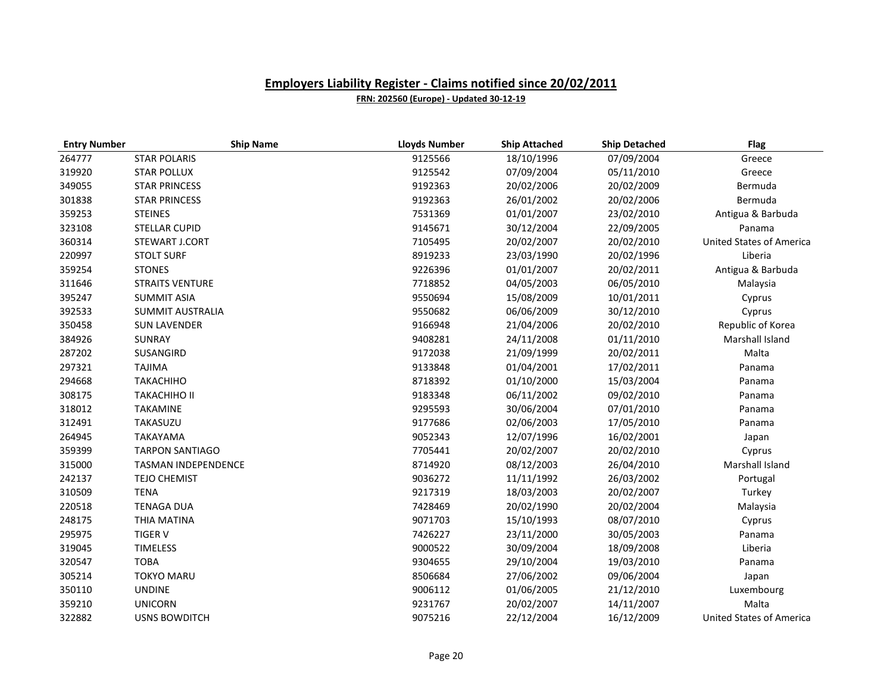## Employers Liability Register - Claims notified since 20/02/2011

**FRN: 202560 (Europe) - Updated 30-12-19**

| Entry Number | Ship Name | Lloyds Number | Ship Attached | Ship Detached | Flag |
|---|---|---|---|---|---|
| 264777 | STAR POLARIS | 9125566 | 18/10/1996 | 07/09/2004 | Greece |
| 319920 | STAR POLLUX | 9125542 | 07/09/2004 | 05/11/2010 | Greece |
| 349055 | STAR PRINCESS | 9192363 | 20/02/2006 | 20/02/2009 | Bermuda |
| 301838 | STAR PRINCESS | 9192363 | 26/01/2002 | 20/02/2006 | Bermuda |
| 359253 | STEINES | 7531369 | 01/01/2007 | 23/02/2010 | Antigua & Barbuda |
| 323108 | STELLAR CUPID | 9145671 | 30/12/2004 | 22/09/2005 | Panama |
| 360314 | STEWART J.CORT | 7105495 | 20/02/2007 | 20/02/2010 | United States of America |
| 220997 | STOLT SURF | 8919233 | 23/03/1990 | 20/02/1996 | Liberia |
| 359254 | STONES | 9226396 | 01/01/2007 | 20/02/2011 | Antigua & Barbuda |
| 311646 | STRAITS VENTURE | 7718852 | 04/05/2003 | 06/05/2010 | Malaysia |
| 395247 | SUMMIT ASIA | 9550694 | 15/08/2009 | 10/01/2011 | Cyprus |
| 392533 | SUMMIT AUSTRALIA | 9550682 | 06/06/2009 | 30/12/2010 | Cyprus |
| 350458 | SUN LAVENDER | 9166948 | 21/04/2006 | 20/02/2010 | Republic of Korea |
| 384926 | SUNRAY | 9408281 | 24/11/2008 | 01/11/2010 | Marshall Island |
| 287202 | SUSANGIRD | 9172038 | 21/09/1999 | 20/02/2011 | Malta |
| 297321 | TAJIMA | 9133848 | 01/04/2001 | 17/02/2011 | Panama |
| 294668 | TAKACHIHO | 8718392 | 01/10/2000 | 15/03/2004 | Panama |
| 308175 | TAKACHIHO II | 9183348 | 06/11/2002 | 09/02/2010 | Panama |
| 318012 | TAKAMINE | 9295593 | 30/06/2004 | 07/01/2010 | Panama |
| 312491 | TAKASUZU | 9177686 | 02/06/2003 | 17/05/2010 | Panama |
| 264945 | TAKAYAMA | 9052343 | 12/07/1996 | 16/02/2001 | Japan |
| 359399 | TARPON SANTIAGO | 7705441 | 20/02/2007 | 20/02/2010 | Cyprus |
| 315000 | TASMAN INDEPENDENCE | 8714920 | 08/12/2003 | 26/04/2010 | Marshall Island |
| 242137 | TEJO CHEMIST | 9036272 | 11/11/1992 | 26/03/2002 | Portugal |
| 310509 | TENA | 9217319 | 18/03/2003 | 20/02/2007 | Turkey |
| 220518 | TENAGA DUA | 7428469 | 20/02/1990 | 20/02/2004 | Malaysia |
| 248175 | THIA MATINA | 9071703 | 15/10/1993 | 08/07/2010 | Cyprus |
| 295975 | TIGER V | 7426227 | 23/11/2000 | 30/05/2003 | Panama |
| 319045 | TIMELESS | 9000522 | 30/09/2004 | 18/09/2008 | Liberia |
| 320547 | TOBA | 9304655 | 29/10/2004 | 19/03/2010 | Panama |
| 305214 | TOKYO MARU | 8506684 | 27/06/2002 | 09/06/2004 | Japan |
| 350110 | UNDINE | 9006112 | 01/06/2005 | 21/12/2010 | Luxembourg |
| 359210 | UNICORN | 9231767 | 20/02/2007 | 14/11/2007 | Malta |
| 322882 | USNS BOWDITCH | 9075216 | 22/12/2004 | 16/12/2009 | United States of America |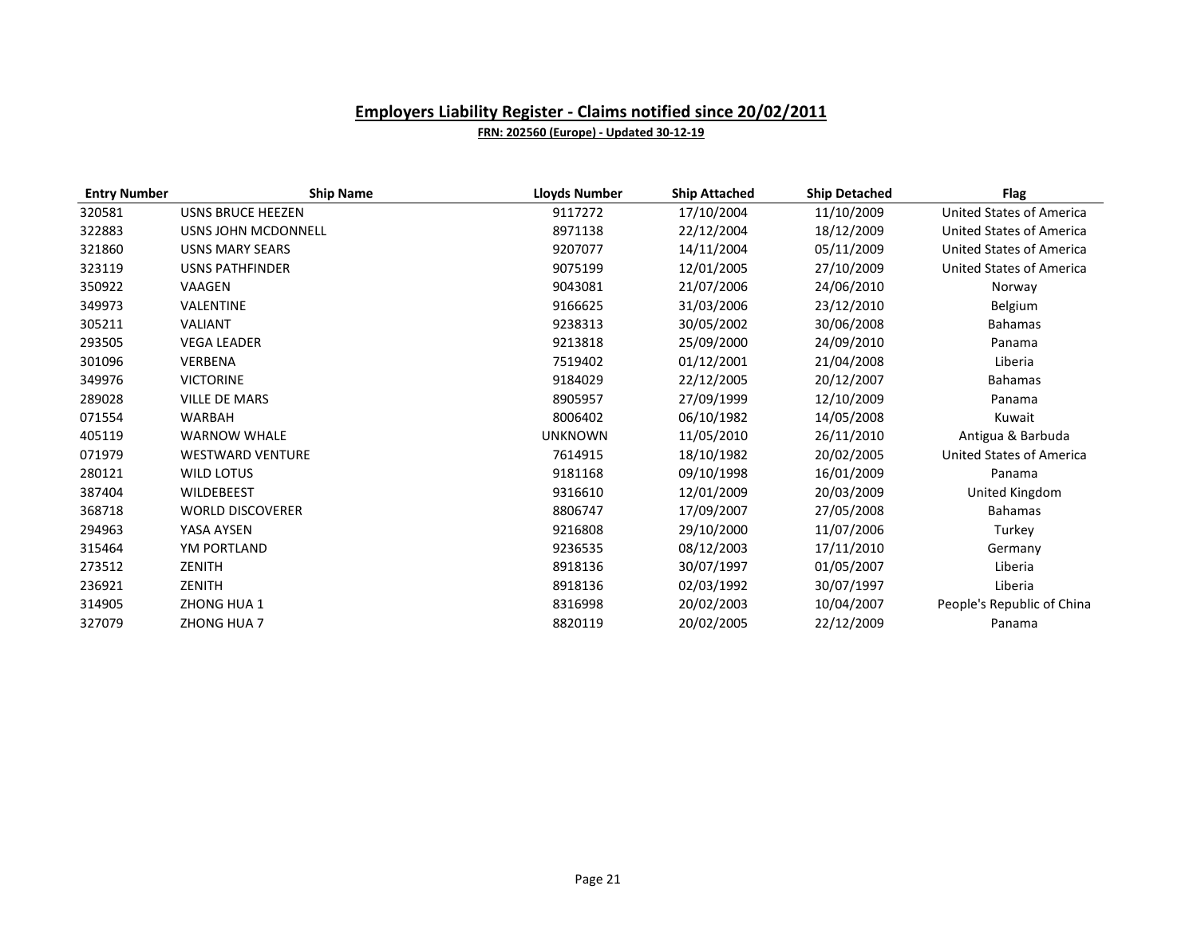## Employers Liability Register - Claims notified since 20/02/2011

**FRN: 202560 (Europe) - Updated 30-12-19**

| Entry Number | Ship Name | Lloyds Number | Ship Attached | Ship Detached | Flag |
|---|---|---|---|---|---|
| 320581 | USNS BRUCE HEEZEN | 9117272 | 17/10/2004 | 11/10/2009 | United States of America |
| 322883 | USNS JOHN MCDONNELL | 8971138 | 22/12/2004 | 18/12/2009 | United States of America |
| 321860 | USNS MARY SEARS | 9207077 | 14/11/2004 | 05/11/2009 | United States of America |
| 323119 | USNS PATHFINDER | 9075199 | 12/01/2005 | 27/10/2009 | United States of America |
| 350922 | VAAGEN | 9043081 | 21/07/2006 | 24/06/2010 | Norway |
| 349973 | VALENTINE | 9166625 | 31/03/2006 | 23/12/2010 | Belgium |
| 305211 | VALIANT | 9238313 | 30/05/2002 | 30/06/2008 | Bahamas |
| 293505 | VEGA LEADER | 9213818 | 25/09/2000 | 24/09/2010 | Panama |
| 301096 | VERBENA | 7519402 | 01/12/2001 | 21/04/2008 | Liberia |
| 349976 | VICTORINE | 9184029 | 22/12/2005 | 20/12/2007 | Bahamas |
| 289028 | VILLE DE MARS | 8905957 | 27/09/1999 | 12/10/2009 | Panama |
| 071554 | WARBAH | 8006402 | 06/10/1982 | 14/05/2008 | Kuwait |
| 405119 | WARNOW WHALE | UNKNOWN | 11/05/2010 | 26/11/2010 | Antigua & Barbuda |
| 071979 | WESTWARD VENTURE | 7614915 | 18/10/1982 | 20/02/2005 | United States of America |
| 280121 | WILD LOTUS | 9181168 | 09/10/1998 | 16/01/2009 | Panama |
| 387404 | WILDEBEEST | 9316610 | 12/01/2009 | 20/03/2009 | United Kingdom |
| 368718 | WORLD DISCOVERER | 8806747 | 17/09/2007 | 27/05/2008 | Bahamas |
| 294963 | YASA AYSEN | 9216808 | 29/10/2000 | 11/07/2006 | Turkey |
| 315464 | YM PORTLAND | 9236535 | 08/12/2003 | 17/11/2010 | Germany |
| 273512 | ZENITH | 8918136 | 30/07/1997 | 01/05/2007 | Liberia |
| 236921 | ZENITH | 8918136 | 02/03/1992 | 30/07/1997 | Liberia |
| 314905 | ZHONG HUA 1 | 8316998 | 20/02/2003 | 10/04/2007 | People's Republic of China |
| 327079 | ZHONG HUA 7 | 8820119 | 20/02/2005 | 22/12/2009 | Panama |